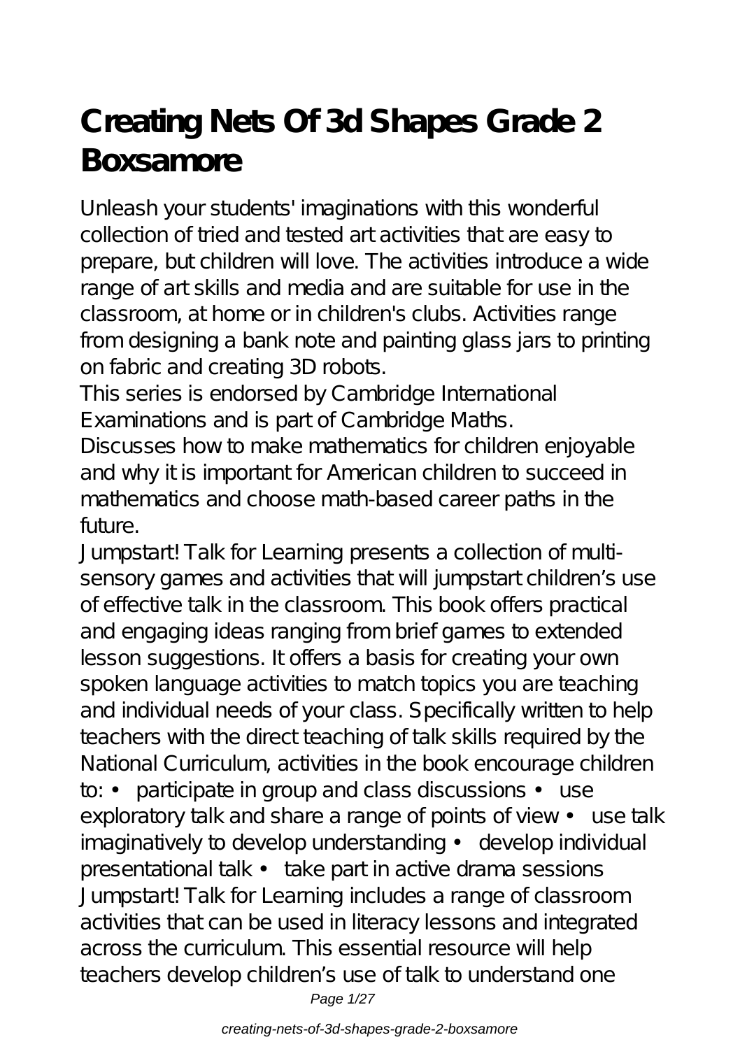# Creating Nets Of 3d Shapes Grade 2 Boxsamore

Unleash your students' imaginations with this wonderful collection of tried and tested art activities that are easy to prepare, but children will love. The activities introduce a wide range of art skills and media and are suitable for use in the classroom, at home or in children's clubs. Activities range from designing a bank note and painting glass jars to printing on fabric and creating 3D robots.

This series is endorsed by Cambridge International Examinations and is part of Cambridge Maths.

Discusses how to make mathematics for children enjoyable and why it is important for American children to succeed in mathematics and choose math-based career paths in the future.

Jumpstart! Talk for Learning presents a collection of multi-sensory games and activities that will jumpstart children's use of effective talk in the classroom. This book offers practical and engaging ideas ranging from brief games to extended lesson suggestions. It offers a basis for creating your own spoken language activities to match topics you are teaching and individual needs of your class. Specifically written to help teachers with the direct teaching of talk skills required by the National Curriculum, activities in the book encourage children to: • participate in group and class discussions • use exploratory talk and share a range of points of view • use talk imaginatively to develop understanding • develop individual presentational talk • take part in active drama sessions Jumpstart! Talk for Learning includes a range of classroom activities that can be used in literacy lessons and integrated across the curriculum. This essential resource will help teachers develop children's use of talk to understand one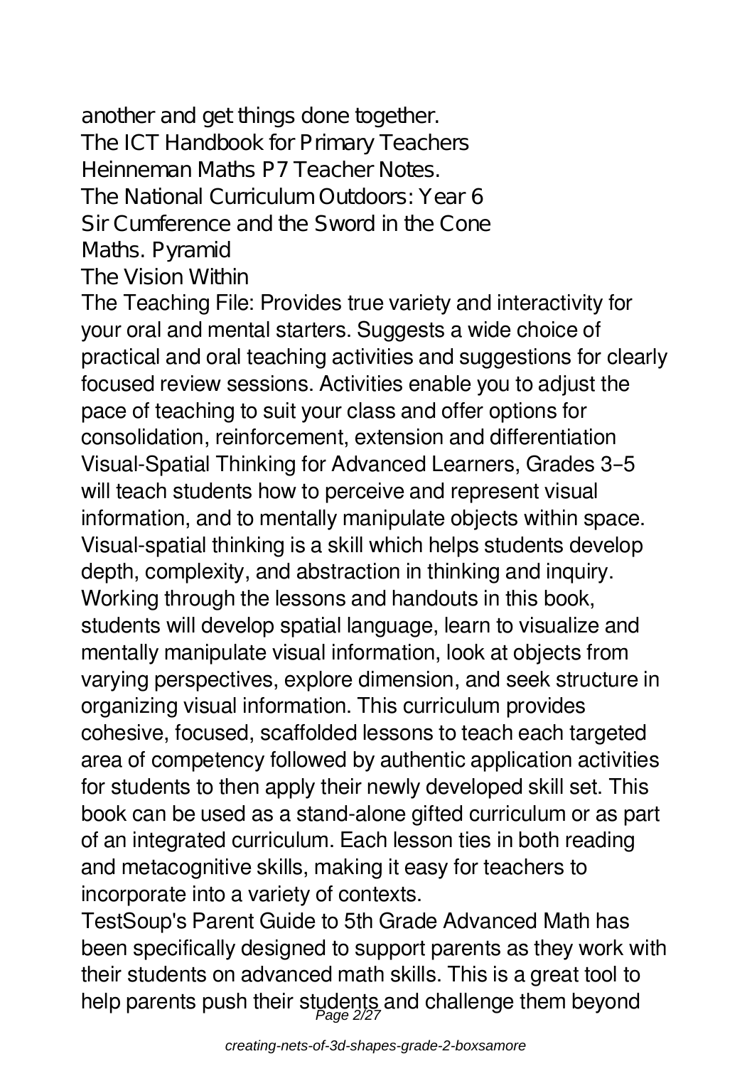another and get things done together.
The ICT Handbook for Primary Teachers
Heinneman Maths P7 Teacher Notes.
The National Curriculum Outdoors: Year 6
Sir Cumference and the Sword in the Cone
Maths. Pyramid
The Vision Within

The Teaching File: Provides true variety and interactivity for your oral and mental starters. Suggests a wide choice of practical and oral teaching activities and suggestions for clearly focused review sessions. Activities enable you to adjust the pace of teaching to suit your class and offer options for consolidation, reinforcement, extension and differentiation

Visual-Spatial Thinking for Advanced Learners, Grades 3–5 will teach students how to perceive and represent visual information, and to mentally manipulate objects within space. Visual-spatial thinking is a skill which helps students develop depth, complexity, and abstraction in thinking and inquiry. Working through the lessons and handouts in this book, students will develop spatial language, learn to visualize and mentally manipulate visual information, look at objects from varying perspectives, explore dimension, and seek structure in organizing visual information. This curriculum provides cohesive, focused, scaffolded lessons to teach each targeted area of competency followed by authentic application activities for students to then apply their newly developed skill set. This book can be used as a stand-alone gifted curriculum or as part of an integrated curriculum. Each lesson ties in both reading and metacognitive skills, making it easy for teachers to incorporate into a variety of contexts.

TestSoup's Parent Guide to 5th Grade Advanced Math has been specifically designed to support parents as they work with their students on advanced math skills. This is a great tool to help parents push their students and challenge them beyond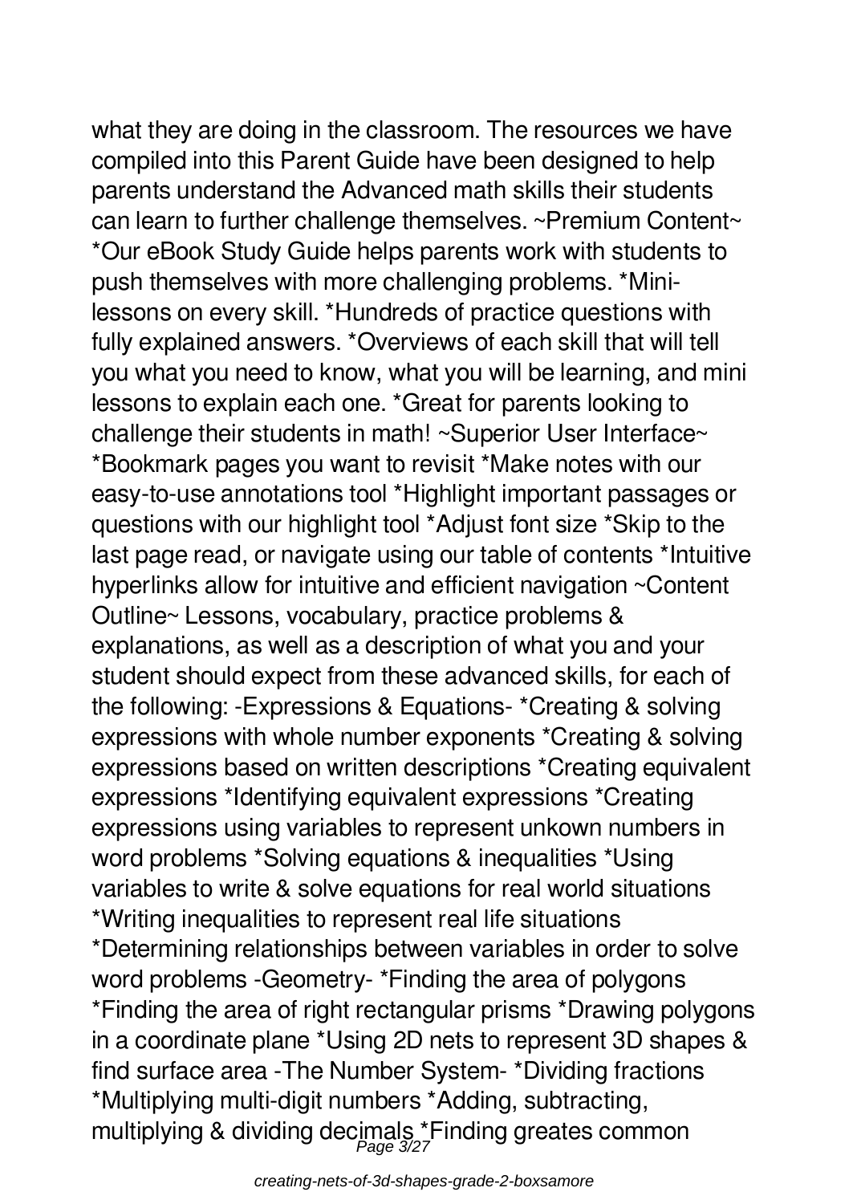what they are doing in the classroom. The resources we have compiled into this Parent Guide have been designed to help parents understand the Advanced math skills their students can learn to further challenge themselves. ~Premium Content~ *Our eBook Study Guide helps parents work with students to push themselves with more challenging problems. *Mini-lessons on every skill. *Hundreds of practice questions with fully explained answers. *Overviews of each skill that will tell you what you need to know, what you will be learning, and mini lessons to explain each one. *Great for parents looking to challenge their students in math! ~Superior User Interface~ *Bookmark pages you want to revisit *Make notes with our easy-to-use annotations tool *Highlight important passages or questions with our highlight tool *Adjust font size *Skip to the last page read, or navigate using our table of contents *Intuitive hyperlinks allow for intuitive and efficient navigation ~Content Outline~ Lessons, vocabulary, practice problems & explanations, as well as a description of what you and your student should expect from these advanced skills, for each of the following: -Expressions & Equations- *Creating & solving expressions with whole number exponents *Creating & solving expressions based on written descriptions *Creating equivalent expressions *Identifying equivalent expressions *Creating expressions using variables to represent unkown numbers in word problems *Solving equations & inequalities *Using variables to write & solve equations for real world situations *Writing inequalities to represent real life situations *Determining relationships between variables in order to solve word problems -Geometry- *Finding the area of polygons *Finding the area of right rectangular prisms *Drawing polygons in a coordinate plane *Using 2D nets to represent 3D shapes & find surface area -The Number System- *Dividing fractions *Multiplying multi-digit numbers *Adding, subtracting, multiplying & dividing decimals *Finding greates common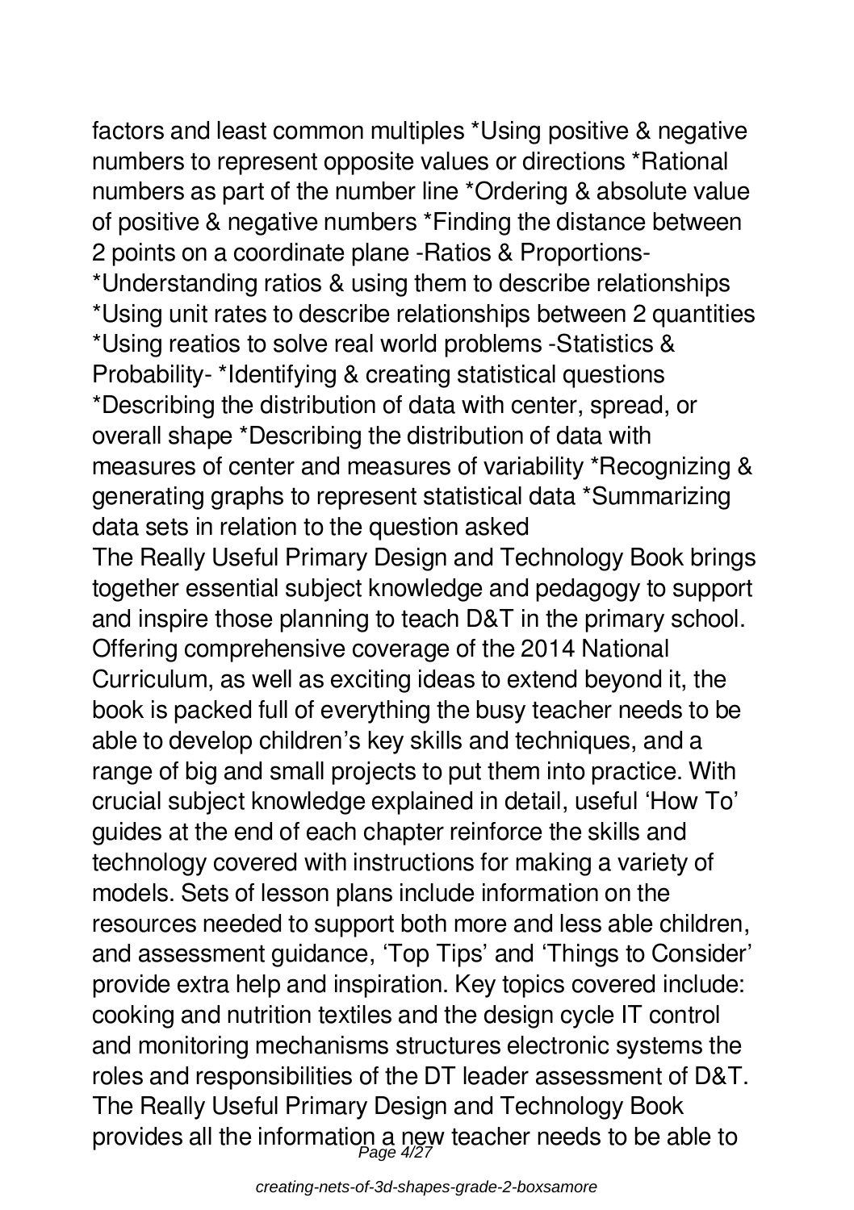factors and least common multiples *Using positive & negative numbers to represent opposite values or directions *Rational numbers as part of the number line *Ordering & absolute value of positive & negative numbers *Finding the distance between 2 points on a coordinate plane -Ratios & Proportions- *Understanding ratios & using them to describe relationships *Using unit rates to describe relationships between 2 quantities *Using reatios to solve real world problems -Statistics & Probability- *Identifying & creating statistical questions *Describing the distribution of data with center, spread, or overall shape *Describing the distribution of data with measures of center and measures of variability *Recognizing & generating graphs to represent statistical data *Summarizing data sets in relation to the question asked

The Really Useful Primary Design and Technology Book brings together essential subject knowledge and pedagogy to support and inspire those planning to teach D&T in the primary school. Offering comprehensive coverage of the 2014 National Curriculum, as well as exciting ideas to extend beyond it, the book is packed full of everything the busy teacher needs to be able to develop children's key skills and techniques, and a range of big and small projects to put them into practice. With crucial subject knowledge explained in detail, useful 'How To' guides at the end of each chapter reinforce the skills and technology covered with instructions for making a variety of models. Sets of lesson plans include information on the resources needed to support both more and less able children, and assessment guidance, 'Top Tips' and 'Things to Consider' provide extra help and inspiration. Key topics covered include: cooking and nutrition textiles and the design cycle IT control and monitoring mechanisms structures electronic systems the roles and responsibilities of the DT leader assessment of D&T. The Really Useful Primary Design and Technology Book provides all the information a new teacher needs to be able to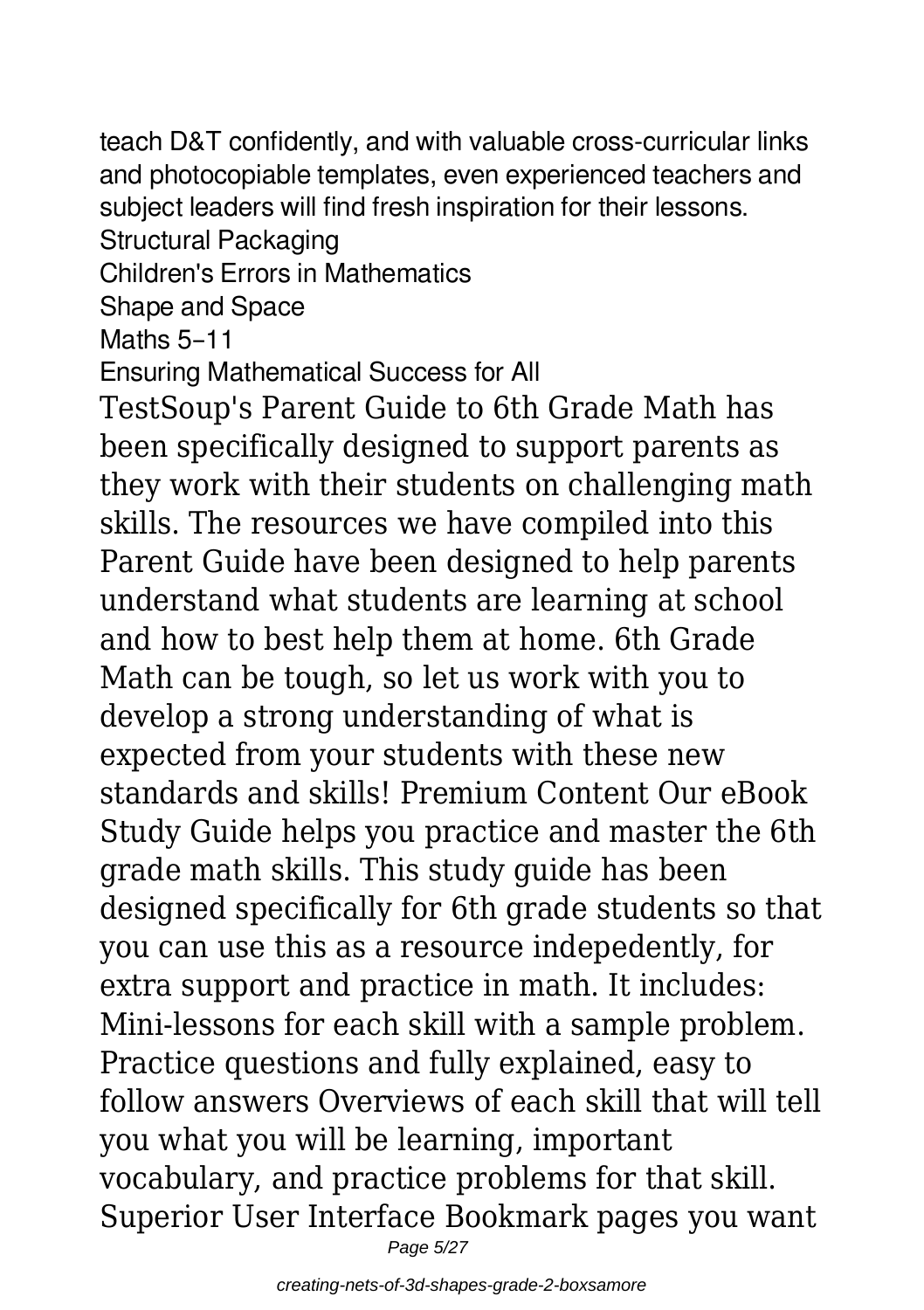teach D&T confidently, and with valuable cross-curricular links and photocopiable templates, even experienced teachers and subject leaders will find fresh inspiration for their lessons.

Structural Packaging

Children's Errors in Mathematics

Shape and Space

Maths 5–11

Ensuring Mathematical Success for All

TestSoup's Parent Guide to 6th Grade Math has been specifically designed to support parents as they work with their students on challenging math skills. The resources we have compiled into this Parent Guide have been designed to help parents understand what students are learning at school and how to best help them at home. 6th Grade Math can be tough, so let us work with you to develop a strong understanding of what is expected from your students with these new standards and skills! Premium Content Our eBook Study Guide helps you practice and master the 6th grade math skills. This study guide has been designed specifically for 6th grade students so that you can use this as a resource indepedently, for extra support and practice in math. It includes: Mini-lessons for each skill with a sample problem. Practice questions and fully explained, easy to follow answers Overviews of each skill that will tell you what you will be learning, important vocabulary, and practice problems for that skill. Superior User Interface Bookmark pages you want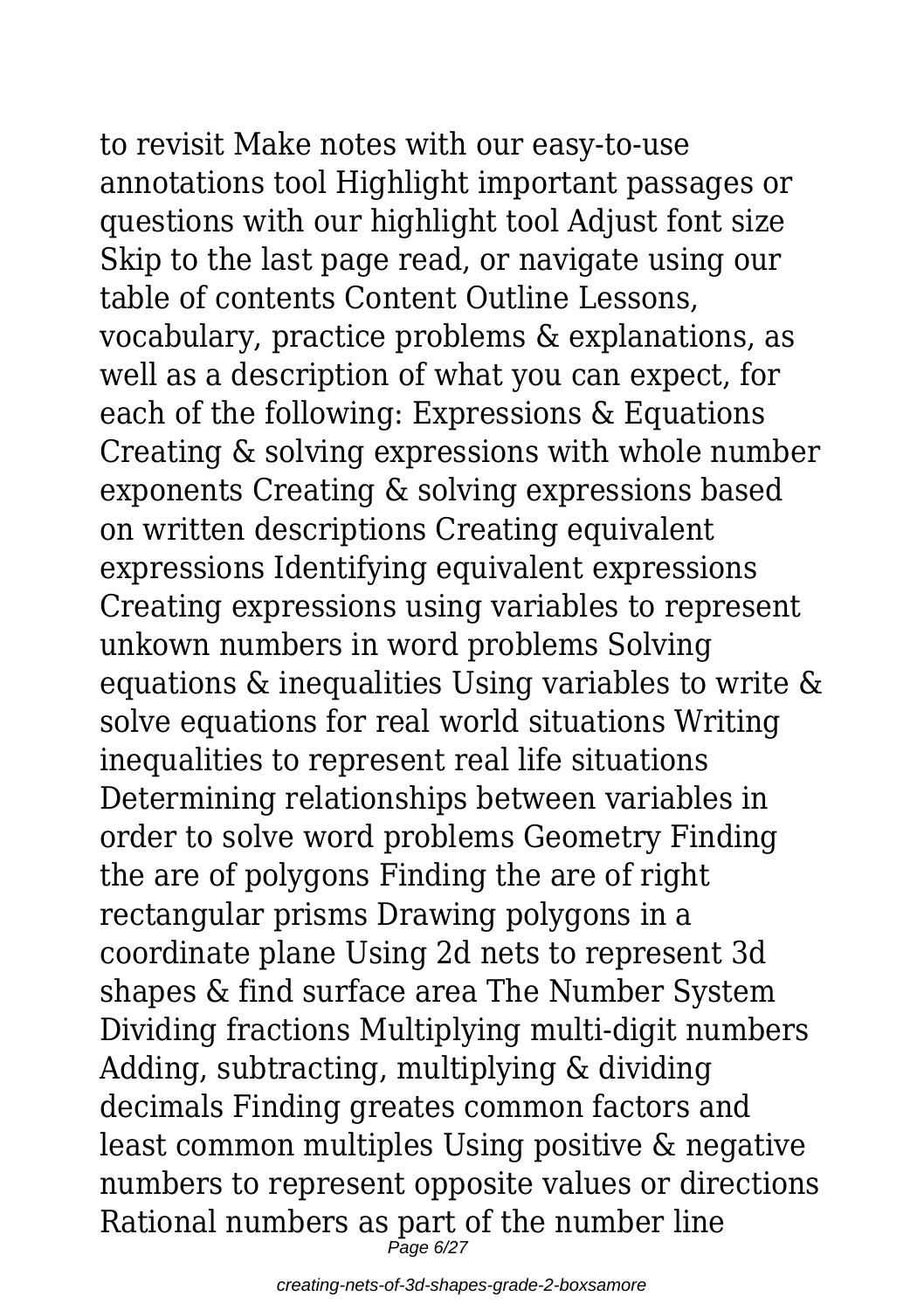to revisit Make notes with our easy-to-use annotations tool Highlight important passages or questions with our highlight tool Adjust font size Skip to the last page read, or navigate using our table of contents Content Outline Lessons, vocabulary, practice problems & explanations, as well as a description of what you can expect, for each of the following: Expressions & Equations Creating & solving expressions with whole number exponents Creating & solving expressions based on written descriptions Creating equivalent expressions Identifying equivalent expressions Creating expressions using variables to represent unkown numbers in word problems Solving equations & inequalities Using variables to write & solve equations for real world situations Writing inequalities to represent real life situations Determining relationships between variables in order to solve word problems Geometry Finding the are of polygons Finding the are of right rectangular prisms Drawing polygons in a coordinate plane Using 2d nets to represent 3d shapes & find surface area The Number System Dividing fractions Multiplying multi-digit numbers Adding, subtracting, multiplying & dividing decimals Finding greates common factors and least common multiples Using positive & negative numbers to represent opposite values or directions Rational numbers as part of the number line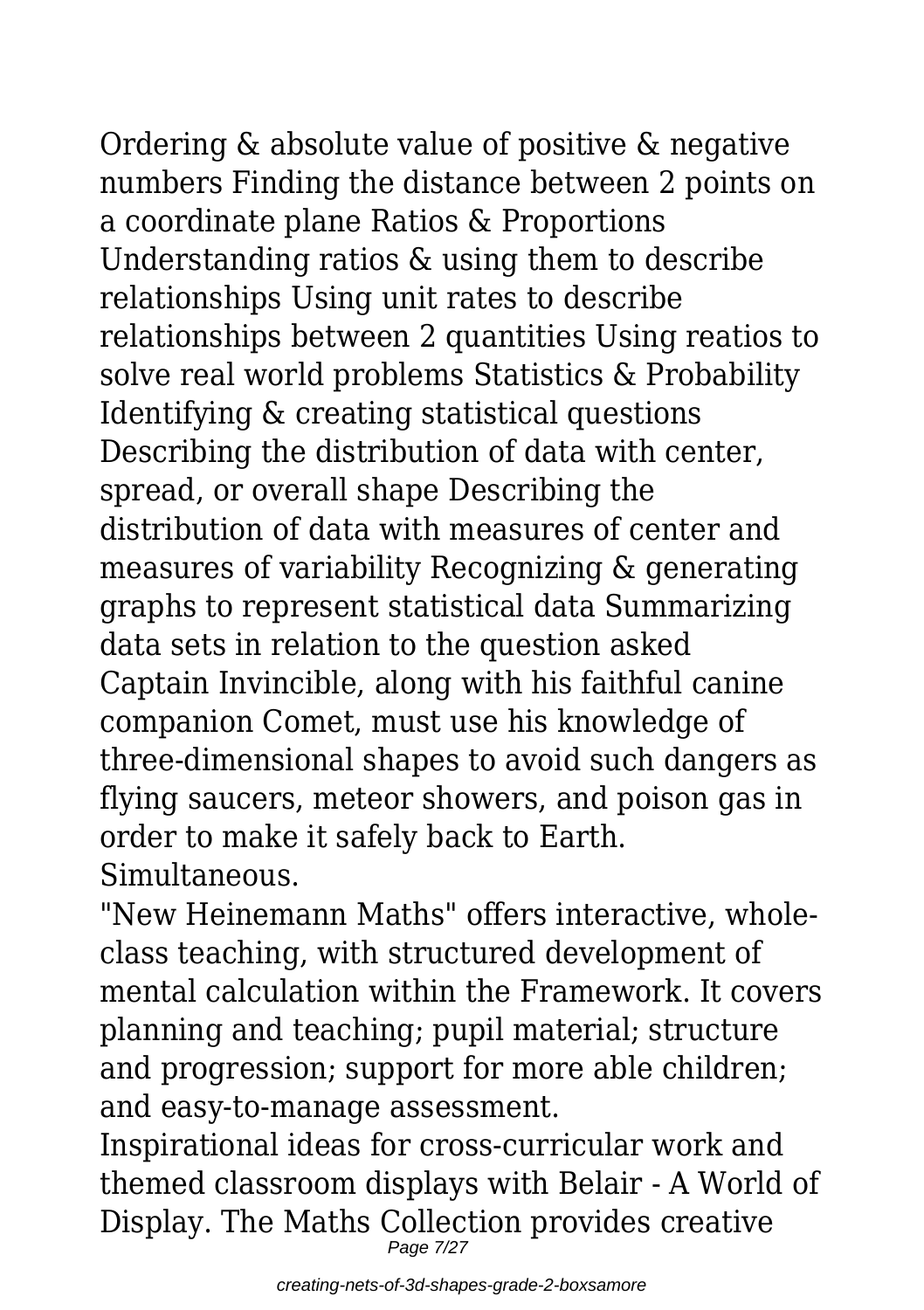Ordering & absolute value of positive & negative numbers Finding the distance between 2 points on a coordinate plane Ratios & Proportions Understanding ratios & using them to describe relationships Using unit rates to describe relationships between 2 quantities Using reatios to solve real world problems Statistics & Probability Identifying & creating statistical questions Describing the distribution of data with center, spread, or overall shape Describing the distribution of data with measures of center and measures of variability Recognizing & generating graphs to represent statistical data Summarizing data sets in relation to the question asked
Captain Invincible, along with his faithful canine companion Comet, must use his knowledge of three-dimensional shapes to avoid such dangers as flying saucers, meteor showers, and poison gas in order to make it safely back to Earth. Simultaneous.

"New Heinemann Maths" offers interactive, whole-class teaching, with structured development of mental calculation within the Framework. It covers planning and teaching; pupil material; structure and progression; support for more able children; and easy-to-manage assessment.

Inspirational ideas for cross-curricular work and themed classroom displays with Belair - A World of Display. The Maths Collection provides creative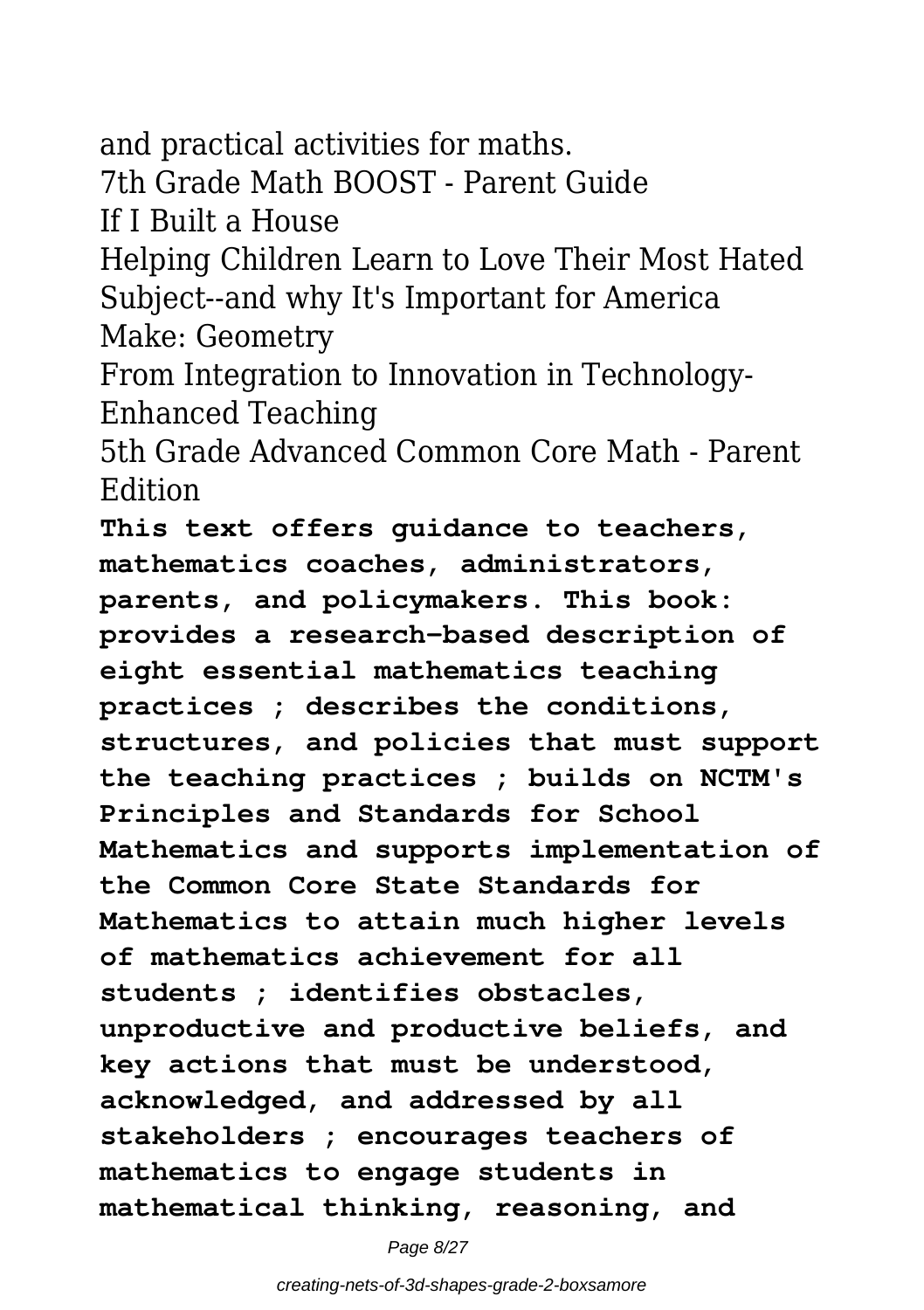and practical activities for maths.

7th Grade Math BOOST - Parent Guide

If I Built a House

Helping Children Learn to Love Their Most Hated Subject--and why It's Important for America

Make: Geometry

From Integration to Innovation in Technology-Enhanced Teaching

5th Grade Advanced Common Core Math - Parent Edition

**This text offers guidance to teachers, mathematics coaches, administrators, parents, and policymakers. This book: provides a research-based description of eight essential mathematics teaching practices ; describes the conditions, structures, and policies that must support the teaching practices ; builds on NCTM's Principles and Standards for School Mathematics and supports implementation of the Common Core State Standards for Mathematics to attain much higher levels of mathematics achievement for all students ; identifies obstacles, unproductive and productive beliefs, and key actions that must be understood, acknowledged, and addressed by all stakeholders ; encourages teachers of mathematics to engage students in mathematical thinking, reasoning, and**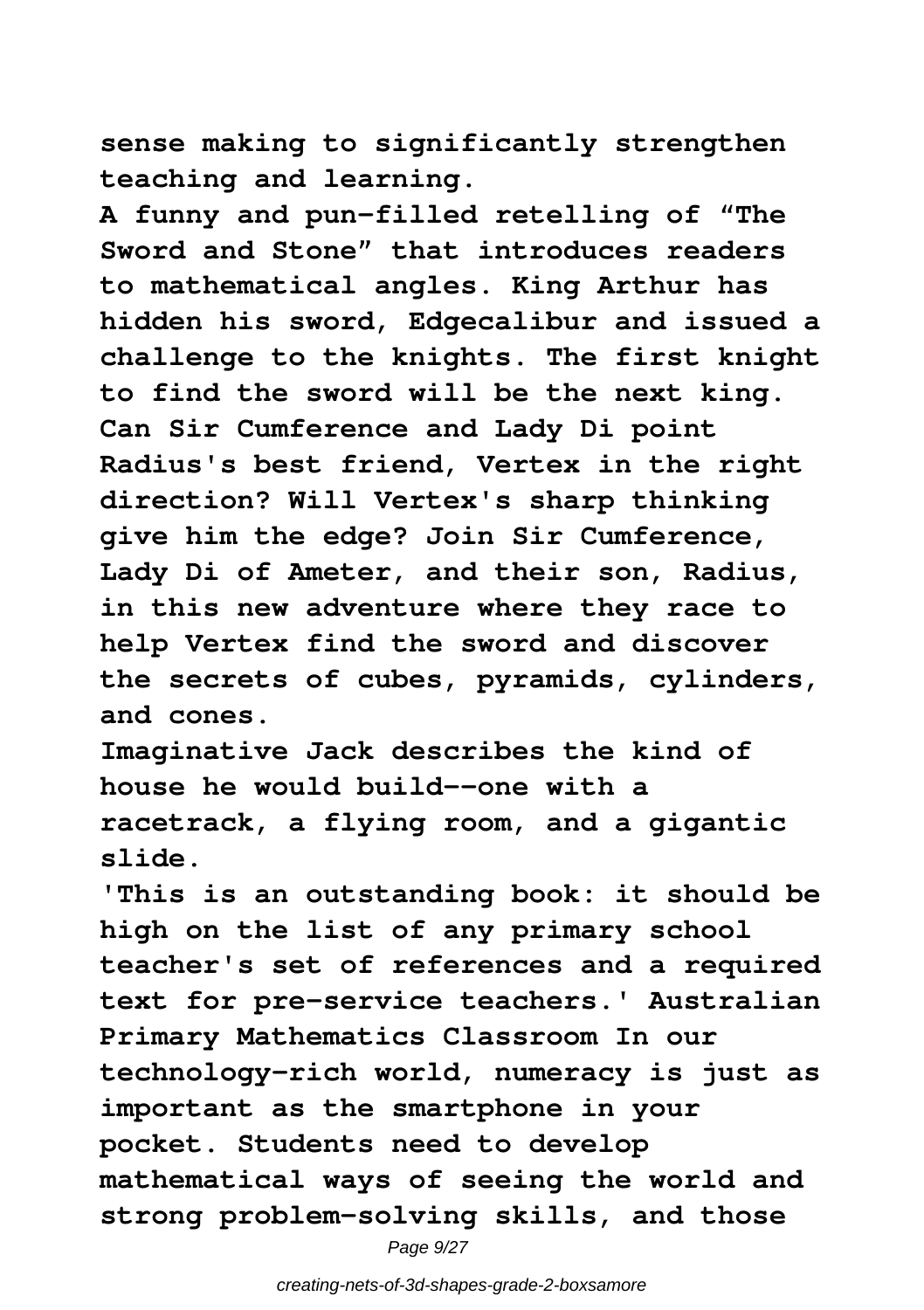**sense making to significantly strengthen teaching and learning.**

**A funny and pun-filled retelling of "The Sword and Stone" that introduces readers to mathematical angles. King Arthur has hidden his sword, Edgecalibur and issued a challenge to the knights. The first knight to find the sword will be the next king. Can Sir Cumference and Lady Di point Radius's best friend, Vertex in the right direction? Will Vertex's sharp thinking give him the edge? Join Sir Cumference, Lady Di of Ameter, and their son, Radius, in this new adventure where they race to help Vertex find the sword and discover the secrets of cubes, pyramids, cylinders, and cones.**

**Imaginative Jack describes the kind of house he would build--one with a racetrack, a flying room, and a gigantic slide.**

**'This is an outstanding book: it should be high on the list of any primary school teacher's set of references and a required text for pre-service teachers.' Australian Primary Mathematics Classroom In our technology-rich world, numeracy is just as important as the smartphone in your pocket. Students need to develop mathematical ways of seeing the world and strong problem-solving skills, and those**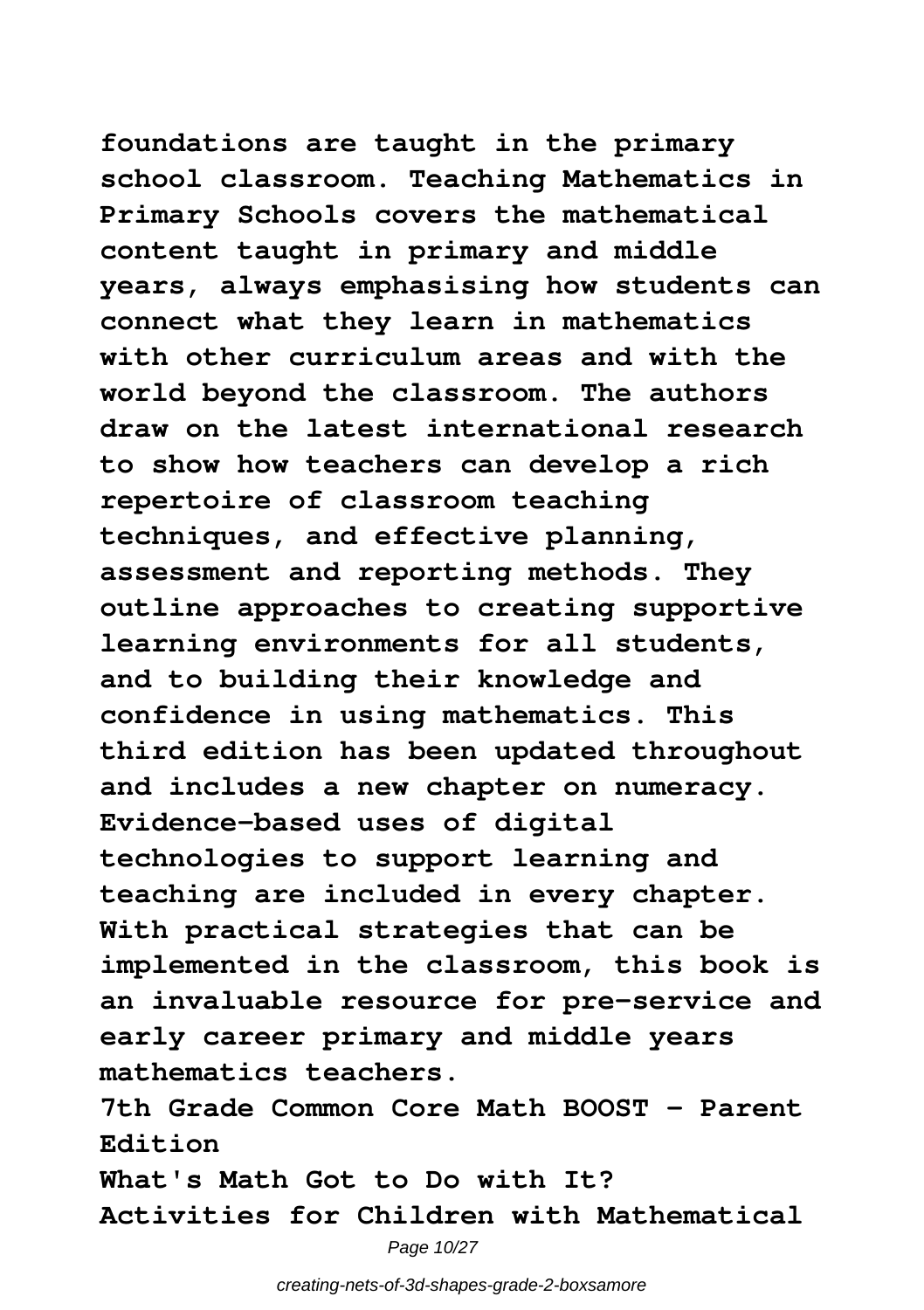**foundations are taught in the primary school classroom. Teaching Mathematics in Primary Schools covers the mathematical content taught in primary and middle years, always emphasising how students can connect what they learn in mathematics with other curriculum areas and with the world beyond the classroom. The authors draw on the latest international research to show how teachers can develop a rich repertoire of classroom teaching techniques, and effective planning, assessment and reporting methods. They outline approaches to creating supportive learning environments for all students, and to building their knowledge and confidence in using mathematics. This third edition has been updated throughout and includes a new chapter on numeracy. Evidence-based uses of digital technologies to support learning and teaching are included in every chapter. With practical strategies that can be implemented in the classroom, this book is an invaluable resource for pre-service and early career primary and middle years mathematics teachers.**

**7th Grade Common Core Math BOOST - Parent Edition**

**What's Math Got to Do with It?**

**Activities for Children with Mathematical**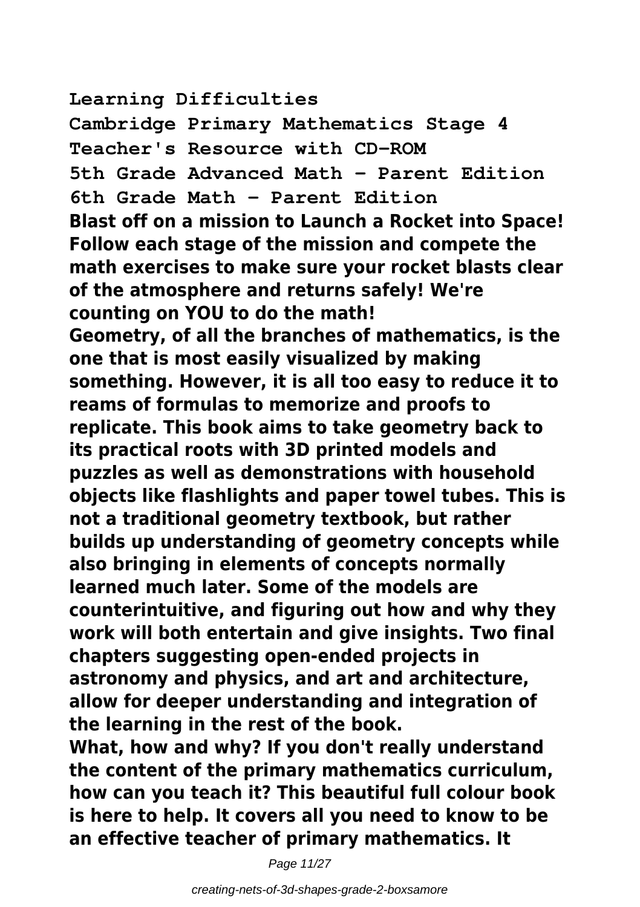**Learning Difficulties**

**Cambridge Primary Mathematics Stage 4 Teacher's Resource with CD-ROM**

**5th Grade Advanced Math - Parent Edition**

**6th Grade Math - Parent Edition**

**Blast off on a mission to Launch a Rocket into Space! Follow each stage of the mission and compete the math exercises to make sure your rocket blasts clear of the atmosphere and returns safely! We're counting on YOU to do the math!**

**Geometry, of all the branches of mathematics, is the one that is most easily visualized by making something. However, it is all too easy to reduce it to reams of formulas to memorize and proofs to replicate. This book aims to take geometry back to its practical roots with 3D printed models and puzzles as well as demonstrations with household objects like flashlights and paper towel tubes. This is not a traditional geometry textbook, but rather builds up understanding of geometry concepts while also bringing in elements of concepts normally learned much later. Some of the models are counterintuitive, and figuring out how and why they work will both entertain and give insights. Two final chapters suggesting open-ended projects in astronomy and physics, and art and architecture, allow for deeper understanding and integration of the learning in the rest of the book.**

**What, how and why? If you don't really understand the content of the primary mathematics curriculum, how can you teach it? This beautiful full colour book is here to help. It covers all you need to know to be an effective teacher of primary mathematics. It**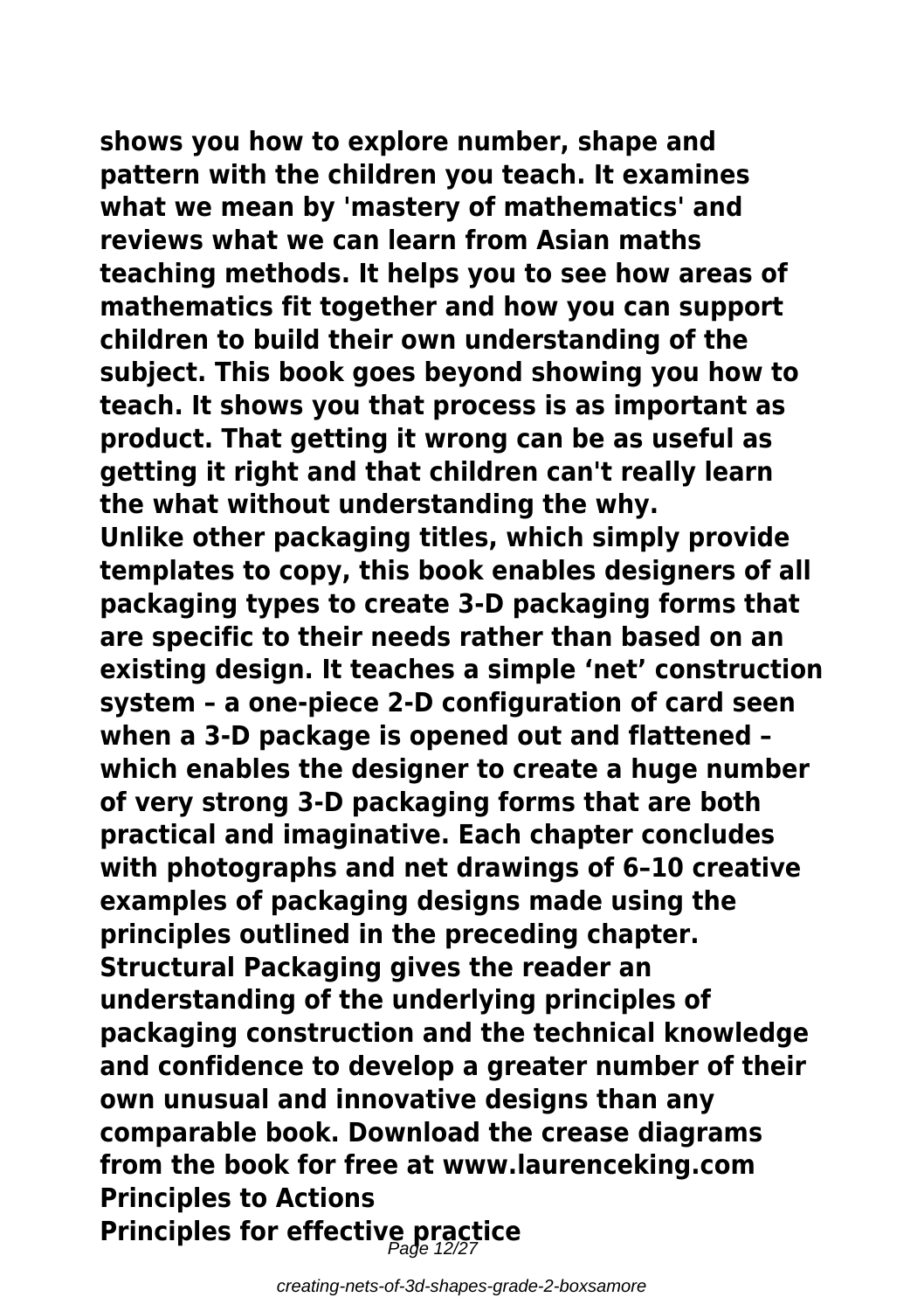**shows you how to explore number, shape and pattern with the children you teach. It examines what we mean by 'mastery of mathematics' and reviews what we can learn from Asian maths teaching methods. It helps you to see how areas of mathematics fit together and how you can support children to build their own understanding of the subject. This book goes beyond showing you how to teach. It shows you that process is as important as product. That getting it wrong can be as useful as getting it right and that children can't really learn the what without understanding the why.**

**Unlike other packaging titles, which simply provide templates to copy, this book enables designers of all packaging types to create 3-D packaging forms that are specific to their needs rather than based on an existing design. It teaches a simple 'net' construction system – a one-piece 2-D configuration of card seen when a 3-D package is opened out and flattened – which enables the designer to create a huge number of very strong 3-D packaging forms that are both practical and imaginative. Each chapter concludes with photographs and net drawings of 6–10 creative examples of packaging designs made using the principles outlined in the preceding chapter. Structural Packaging gives the reader an understanding of the underlying principles of packaging construction and the technical knowledge and confidence to develop a greater number of their own unusual and innovative designs than any comparable book. Download the crease diagrams from the book for free at www.laurenceking.com**

**Principles to Actions**

**Principles for effective practice**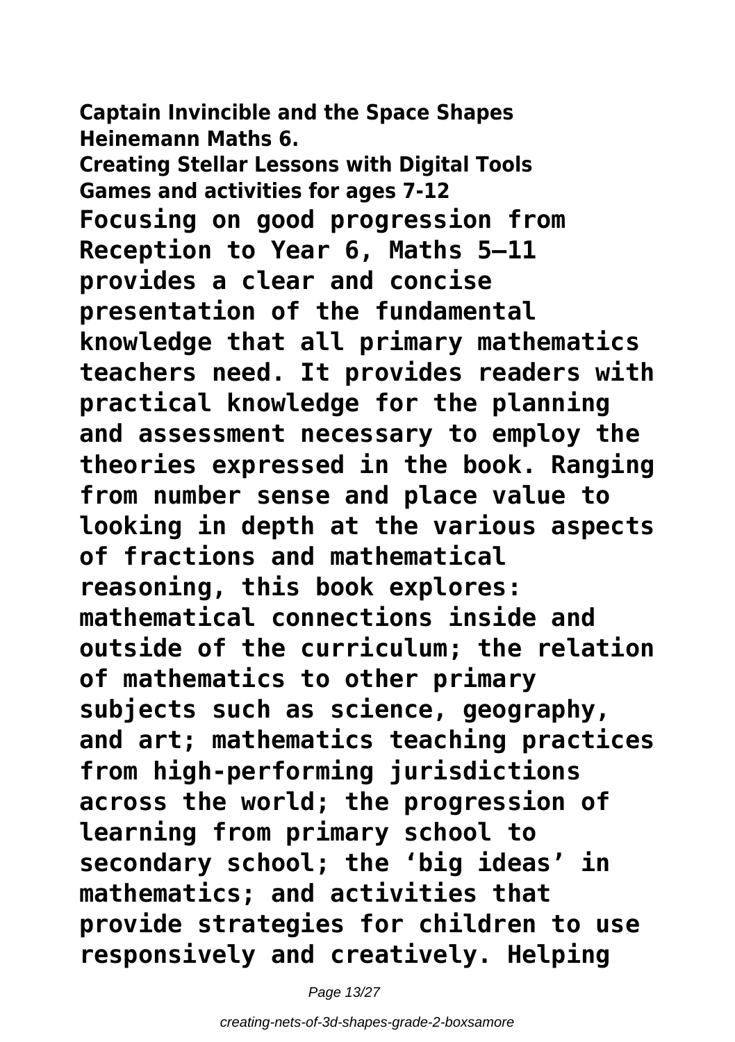**Captain Invincible and the Space Shapes**
**Heinemann Maths 6.**
**Creating Stellar Lessons with Digital Tools**
**Games and activities for ages 7-12**

**Focusing on good progression from Reception to Year 6, Maths 5–11 provides a clear and concise presentation of the fundamental knowledge that all primary mathematics teachers need. It provides readers with practical knowledge for the planning and assessment necessary to employ the theories expressed in the book. Ranging from number sense and place value to looking in depth at the various aspects of fractions and mathematical reasoning, this book explores: mathematical connections inside and outside of the curriculum; the relation of mathematics to other primary subjects such as science, geography, and art; mathematics teaching practices from high-performing jurisdictions across the world; the progression of learning from primary school to secondary school; the 'big ideas' in mathematics; and activities that provide strategies for children to use responsively and creatively. Helping**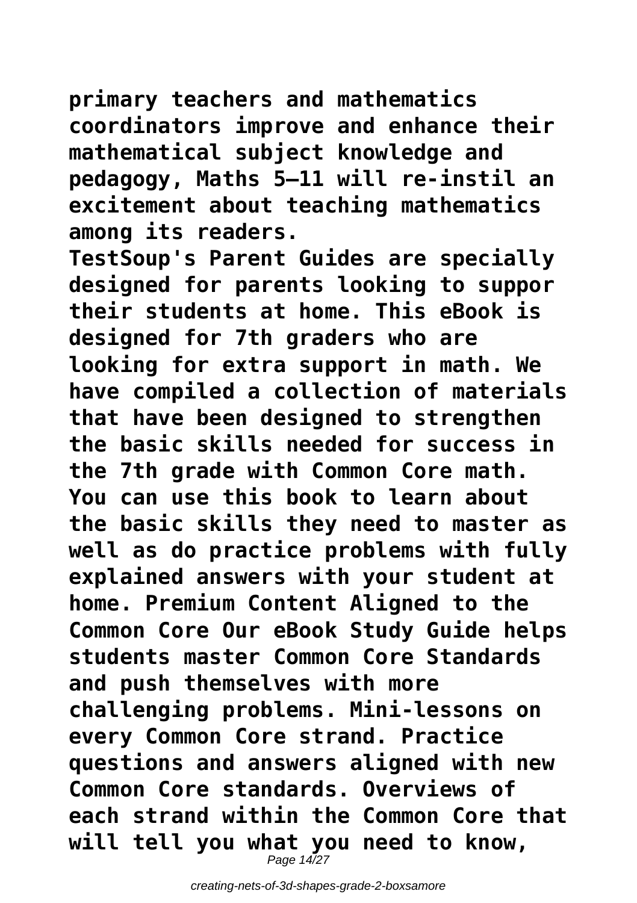**primary teachers and mathematics coordinators improve and enhance their mathematical subject knowledge and pedagogy, Maths 5–11 will re-instil an excitement about teaching mathematics among its readers.**

**TestSoup's Parent Guides are specially designed for parents looking to suppor their students at home. This eBook is designed for 7th graders who are looking for extra support in math. We have compiled a collection of materials that have been designed to strengthen the basic skills needed for success in the 7th grade with Common Core math. You can use this book to learn about the basic skills they need to master as well as do practice problems with fully explained answers with your student at home. Premium Content Aligned to the Common Core Our eBook Study Guide helps students master Common Core Standards and push themselves with more challenging problems. Mini-lessons on every Common Core strand. Practice questions and answers aligned with new Common Core standards. Overviews of each strand within the Common Core that will tell you what you need to know,**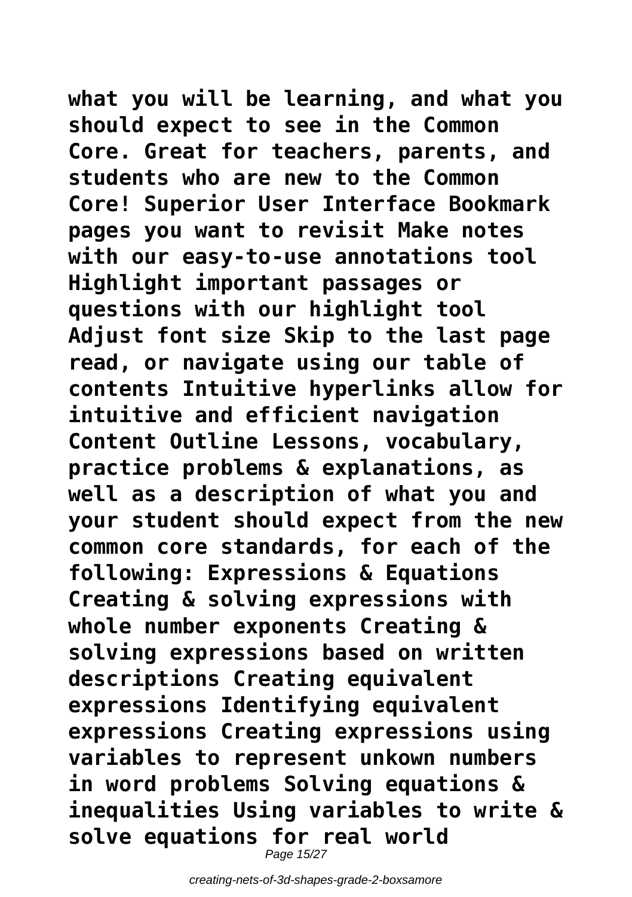**what you will be learning, and what you should expect to see in the Common Core. Great for teachers, parents, and students who are new to the Common Core! Superior User Interface Bookmark pages you want to revisit Make notes with our easy-to-use annotations tool Highlight important passages or questions with our highlight tool Adjust font size Skip to the last page read, or navigate using our table of contents Intuitive hyperlinks allow for intuitive and efficient navigation Content Outline Lessons, vocabulary, practice problems & explanations, as well as a description of what you and your student should expect from the new common core standards, for each of the following: Expressions & Equations Creating & solving expressions with whole number exponents Creating & solving expressions based on written descriptions Creating equivalent expressions Identifying equivalent expressions Creating expressions using variables to represent unkown numbers in word problems Solving equations & inequalities Using variables to write & solve equations for real world**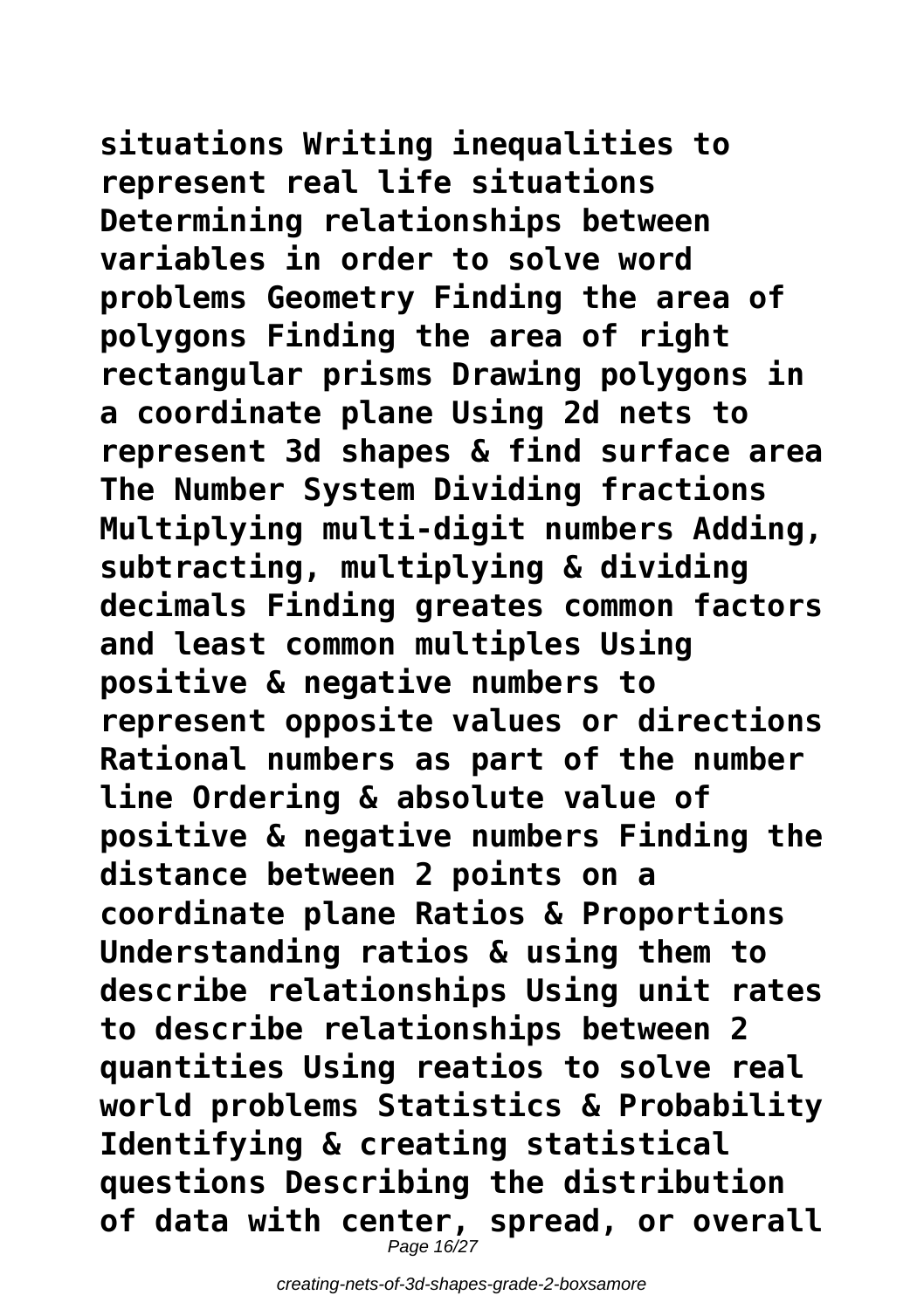**situations Writing inequalities to represent real life situations Determining relationships between variables in order to solve word problems Geometry Finding the area of polygons Finding the area of right rectangular prisms Drawing polygons in a coordinate plane Using 2d nets to represent 3d shapes & find surface area The Number System Dividing fractions Multiplying multi-digit numbers Adding, subtracting, multiplying & dividing decimals Finding greates common factors and least common multiples Using positive & negative numbers to represent opposite values or directions Rational numbers as part of the number line Ordering & absolute value of positive & negative numbers Finding the distance between 2 points on a coordinate plane Ratios & Proportions Understanding ratios & using them to describe relationships Using unit rates to describe relationships between 2 quantities Using reatios to solve real world problems Statistics & Probability Identifying & creating statistical questions Describing the distribution of data with center, spread, or overall**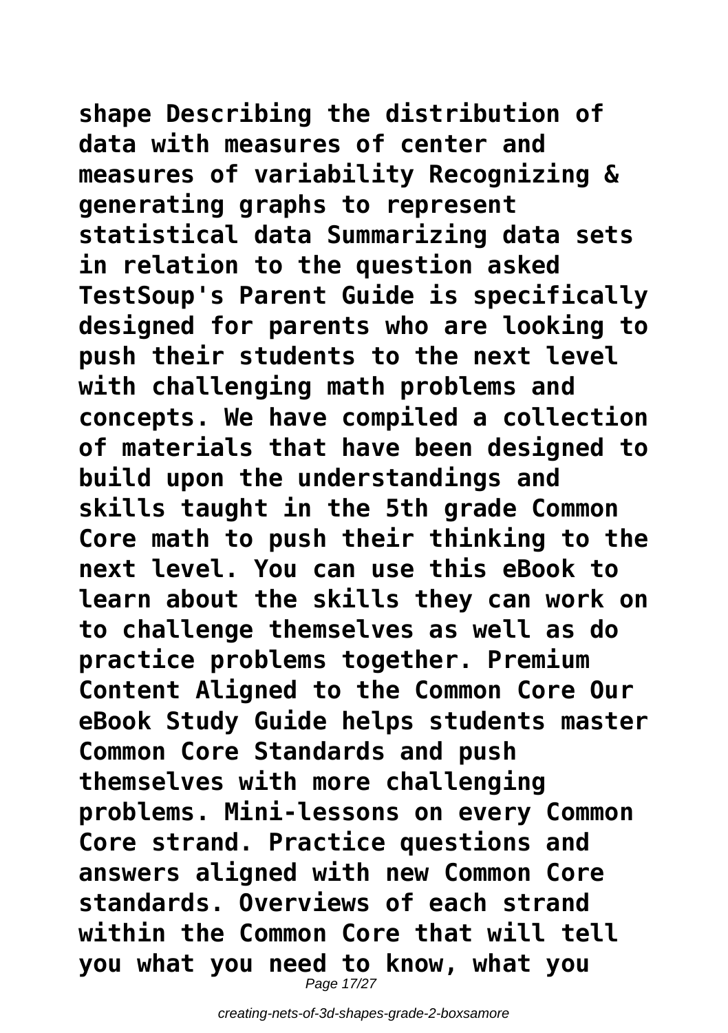**shape Describing the distribution of data with measures of center and measures of variability Recognizing & generating graphs to represent statistical data Summarizing data sets in relation to the question asked TestSoup's Parent Guide is specifically designed for parents who are looking to push their students to the next level with challenging math problems and concepts. We have compiled a collection of materials that have been designed to build upon the understandings and skills taught in the 5th grade Common Core math to push their thinking to the next level. You can use this eBook to learn about the skills they can work on to challenge themselves as well as do practice problems together. Premium Content Aligned to the Common Core Our eBook Study Guide helps students master Common Core Standards and push themselves with more challenging problems. Mini-lessons on every Common Core strand. Practice questions and answers aligned with new Common Core standards. Overviews of each strand within the Common Core that will tell you what you need to know, what you**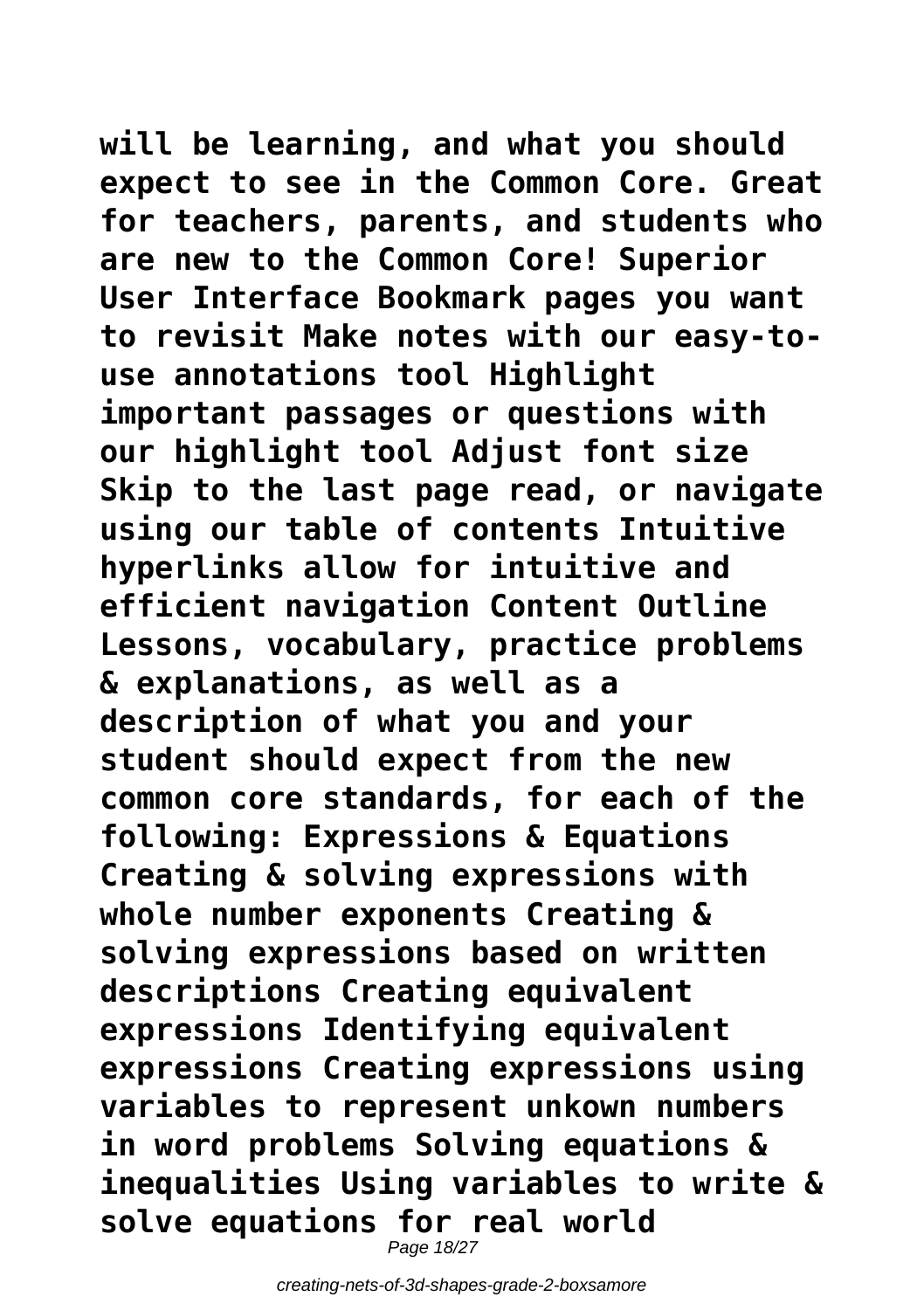**will be learning, and what you should expect to see in the Common Core. Great for teachers, parents, and students who are new to the Common Core! Superior User Interface Bookmark pages you want to revisit Make notes with our easy-to-use annotations tool Highlight important passages or questions with our highlight tool Adjust font size Skip to the last page read, or navigate using our table of contents Intuitive hyperlinks allow for intuitive and efficient navigation Content Outline Lessons, vocabulary, practice problems & explanations, as well as a description of what you and your student should expect from the new common core standards, for each of the following: Expressions & Equations Creating & solving expressions with whole number exponents Creating & solving expressions based on written descriptions Creating equivalent expressions Identifying equivalent expressions Creating expressions using variables to represent unkown numbers in word problems Solving equations & inequalities Using variables to write & solve equations for real world**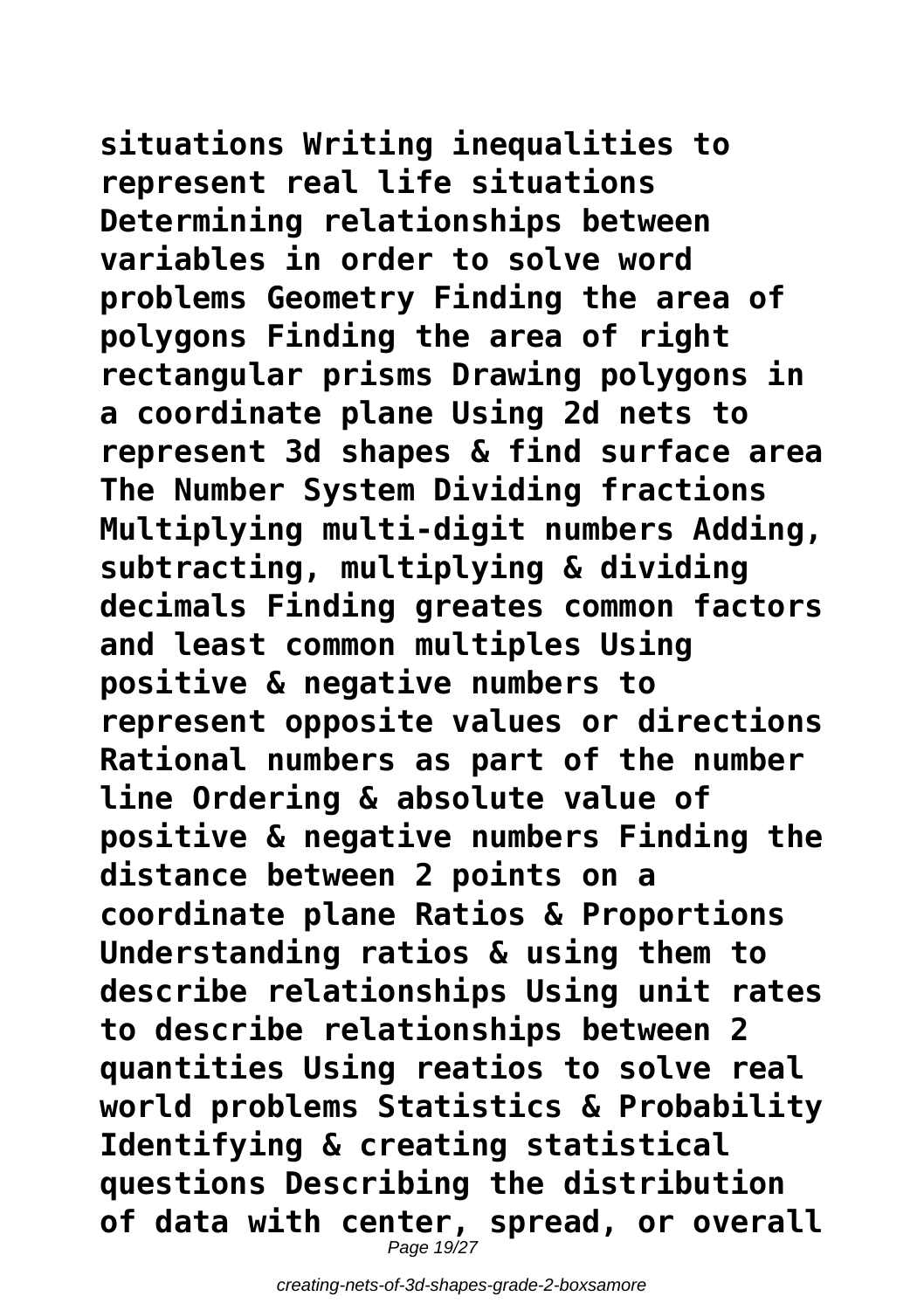**situations Writing inequalities to represent real life situations Determining relationships between variables in order to solve word problems Geometry Finding the area of polygons Finding the area of right rectangular prisms Drawing polygons in a coordinate plane Using 2d nets to represent 3d shapes & find surface area The Number System Dividing fractions Multiplying multi-digit numbers Adding, subtracting, multiplying & dividing decimals Finding greates common factors and least common multiples Using positive & negative numbers to represent opposite values or directions Rational numbers as part of the number line Ordering & absolute value of positive & negative numbers Finding the distance between 2 points on a coordinate plane Ratios & Proportions Understanding ratios & using them to describe relationships Using unit rates to describe relationships between 2 quantities Using reatios to solve real world problems Statistics & Probability Identifying & creating statistical questions Describing the distribution of data with center, spread, or overall**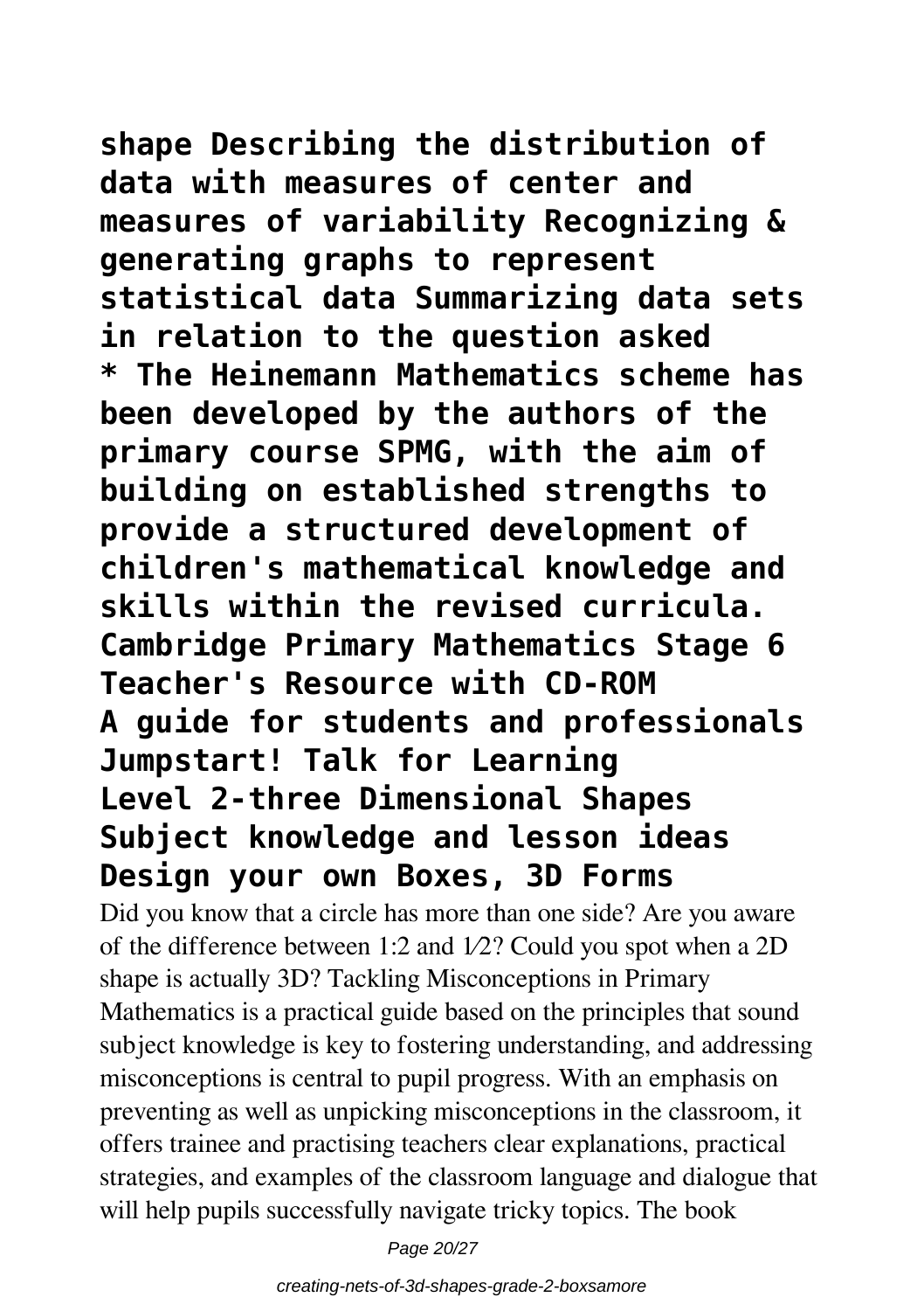**shape Describing the distribution of data with measures of center and measures of variability Recognizing & generating graphs to represent statistical data Summarizing data sets in relation to the question asked**

**\* The Heinemann Mathematics scheme has been developed by the authors of the primary course SPMG, with the aim of building on established strengths to provide a structured development of children's mathematical knowledge and skills within the revised curricula.**

**Cambridge Primary Mathematics Stage 6 Teacher's Resource with CD-ROM**

**A guide for students and professionals**

**Jumpstart! Talk for Learning**

**Level 2-three Dimensional Shapes**

**Subject knowledge and lesson ideas**

**Design your own Boxes, 3D Forms**

Did you know that a circle has more than one side? Are you aware of the difference between 1:2 and 1⁄2? Could you spot when a 2D shape is actually 3D? Tackling Misconceptions in Primary Mathematics is a practical guide based on the principles that sound subject knowledge is key to fostering understanding, and addressing misconceptions is central to pupil progress. With an emphasis on preventing as well as unpicking misconceptions in the classroom, it offers trainee and practising teachers clear explanations, practical strategies, and examples of the classroom language and dialogue that will help pupils successfully navigate tricky topics. The book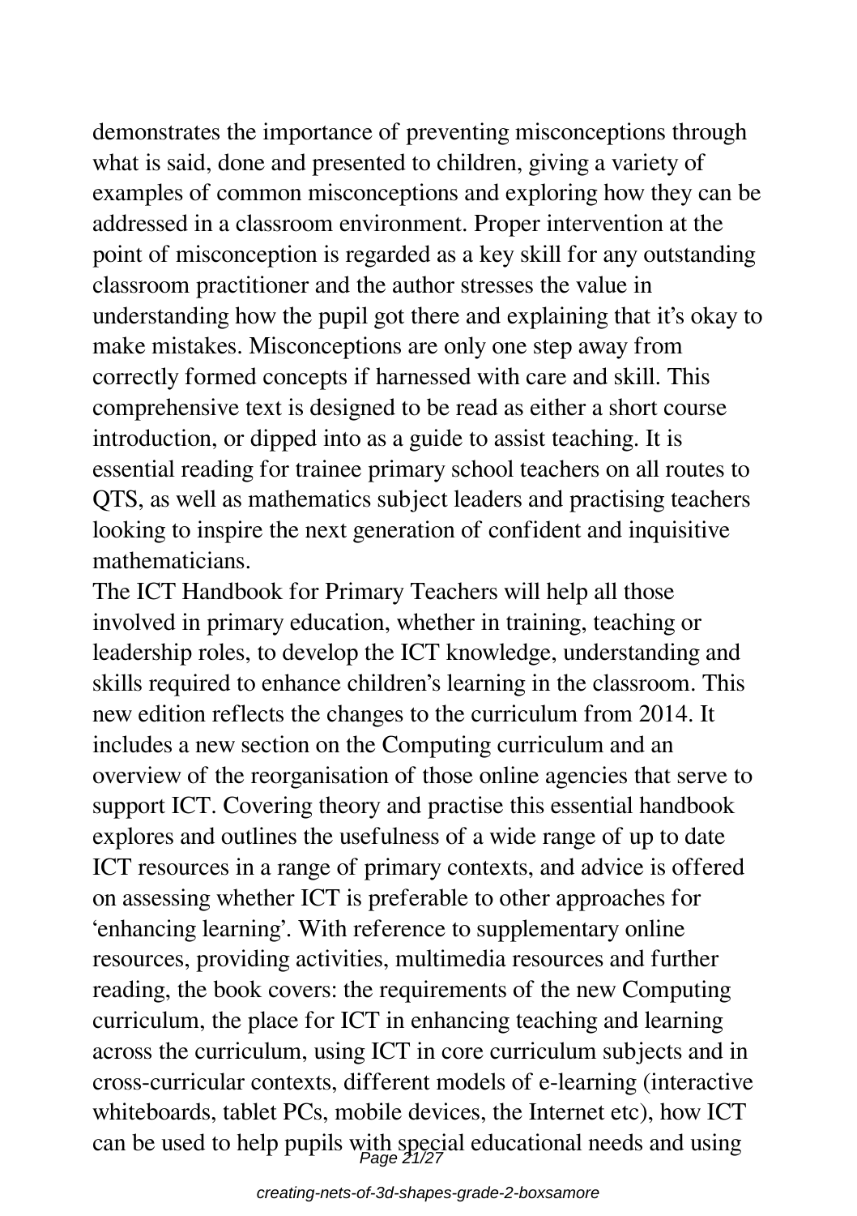demonstrates the importance of preventing misconceptions through what is said, done and presented to children, giving a variety of examples of common misconceptions and exploring how they can be addressed in a classroom environment. Proper intervention at the point of misconception is regarded as a key skill for any outstanding classroom practitioner and the author stresses the value in understanding how the pupil got there and explaining that it's okay to make mistakes. Misconceptions are only one step away from correctly formed concepts if harnessed with care and skill. This comprehensive text is designed to be read as either a short course introduction, or dipped into as a guide to assist teaching. It is essential reading for trainee primary school teachers on all routes to QTS, as well as mathematics subject leaders and practising teachers looking to inspire the next generation of confident and inquisitive mathematicians.

The ICT Handbook for Primary Teachers will help all those involved in primary education, whether in training, teaching or leadership roles, to develop the ICT knowledge, understanding and skills required to enhance children's learning in the classroom. This new edition reflects the changes to the curriculum from 2014. It includes a new section on the Computing curriculum and an overview of the reorganisation of those online agencies that serve to support ICT. Covering theory and practise this essential handbook explores and outlines the usefulness of a wide range of up to date ICT resources in a range of primary contexts, and advice is offered on assessing whether ICT is preferable to other approaches for 'enhancing learning'. With reference to supplementary online resources, providing activities, multimedia resources and further reading, the book covers: the requirements of the new Computing curriculum, the place for ICT in enhancing teaching and learning across the curriculum, using ICT in core curriculum subjects and in cross-curricular contexts, different models of e-learning (interactive whiteboards, tablet PCs, mobile devices, the Internet etc), how ICT can be used to help pupils with special educational needs and using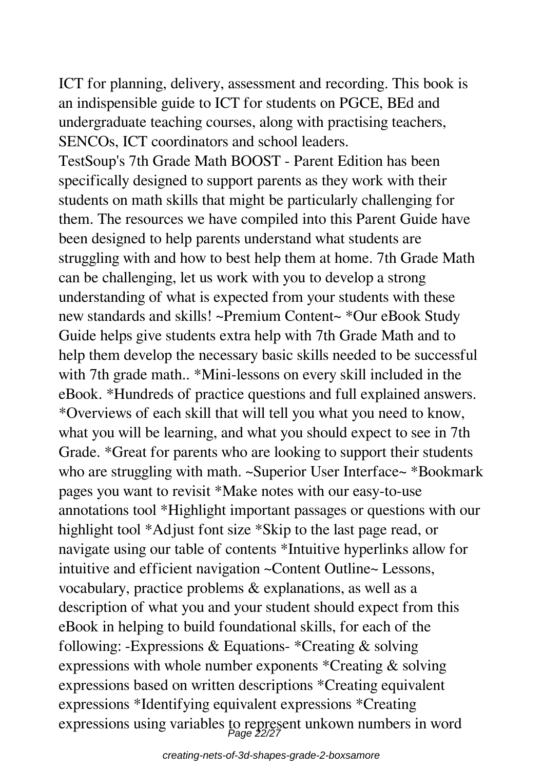ICT for planning, delivery, assessment and recording. This book is an indispensible guide to ICT for students on PGCE, BEd and undergraduate teaching courses, along with practising teachers, SENCOs, ICT coordinators and school leaders.

TestSoup's 7th Grade Math BOOST - Parent Edition has been specifically designed to support parents as they work with their students on math skills that might be particularly challenging for them. The resources we have compiled into this Parent Guide have been designed to help parents understand what students are struggling with and how to best help them at home. 7th Grade Math can be challenging, let us work with you to develop a strong understanding of what is expected from your students with these new standards and skills! ~Premium Content~ *Our eBook Study Guide helps give students extra help with 7th Grade Math and to help them develop the necessary basic skills needed to be successful with 7th grade math.. *Mini-lessons on every skill included in the eBook. *Hundreds of practice questions and full explained answers. *Overviews of each skill that will tell you what you need to know, what you will be learning, and what you should expect to see in 7th Grade. *Great for parents who are looking to support their students who are struggling with math. ~Superior User Interface~ *Bookmark pages you want to revisit *Make notes with our easy-to-use annotations tool *Highlight important passages or questions with our highlight tool *Adjust font size *Skip to the last page read, or navigate using our table of contents *Intuitive hyperlinks allow for intuitive and efficient navigation ~Content Outline~ Lessons, vocabulary, practice problems & explanations, as well as a description of what you and your student should expect from this eBook in helping to build foundational skills, for each of the following: -Expressions & Equations- *Creating & solving expressions with whole number exponents *Creating & solving expressions based on written descriptions *Creating equivalent expressions *Identifying equivalent expressions *Creating expressions using variables to represent unkown numbers in word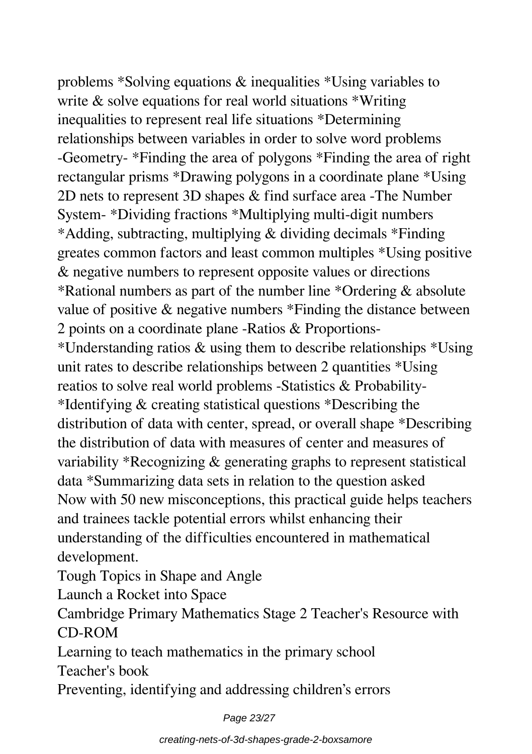problems *Solving equations & inequalities *Using variables to write & solve equations for real world situations *Writing inequalities to represent real life situations *Determining relationships between variables in order to solve word problems -Geometry- *Finding the area of polygons *Finding the area of right rectangular prisms *Drawing polygons in a coordinate plane *Using 2D nets to represent 3D shapes & find surface area -The Number System- *Dividing fractions *Multiplying multi-digit numbers *Adding, subtracting, multiplying & dividing decimals *Finding greates common factors and least common multiples *Using positive & negative numbers to represent opposite values or directions *Rational numbers as part of the number line *Ordering & absolute value of positive & negative numbers *Finding the distance between 2 points on a coordinate plane -Ratios & Proportions- *Understanding ratios & using them to describe relationships *Using unit rates to describe relationships between 2 quantities *Using reatios to solve real world problems -Statistics & Probability- *Identifying & creating statistical questions *Describing the distribution of data with center, spread, or overall shape *Describing the distribution of data with measures of center and measures of variability *Recognizing & generating graphs to represent statistical data *Summarizing data sets in relation to the question asked

Now with 50 new misconceptions, this practical guide helps teachers and trainees tackle potential errors whilst enhancing their understanding of the difficulties encountered in mathematical development.

Tough Topics in Shape and Angle

Launch a Rocket into Space

Cambridge Primary Mathematics Stage 2 Teacher's Resource with CD-ROM

Learning to teach mathematics in the primary school

Teacher's book

Preventing, identifying and addressing children’s errors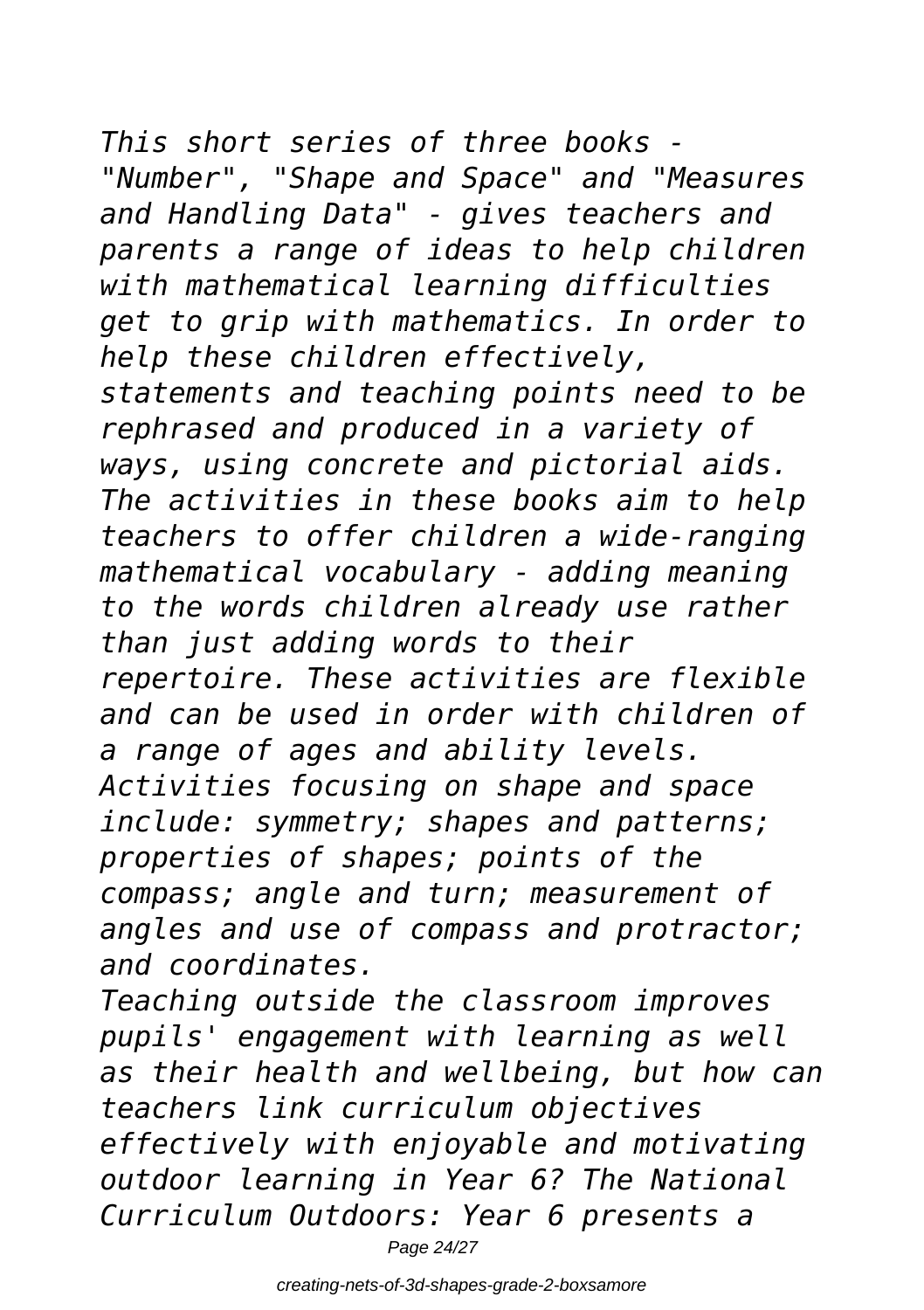*This short series of three books - "Number", "Shape and Space" and "Measures and Handling Data" - gives teachers and parents a range of ideas to help children with mathematical learning difficulties get to grip with mathematics. In order to help these children effectively, statements and teaching points need to be rephrased and produced in a variety of ways, using concrete and pictorial aids. The activities in these books aim to help teachers to offer children a wide-ranging mathematical vocabulary - adding meaning to the words children already use rather than just adding words to their repertoire. These activities are flexible and can be used in order with children of a range of ages and ability levels. Activities focusing on shape and space include: symmetry; shapes and patterns; properties of shapes; points of the compass; angle and turn; measurement of angles and use of compass and protractor; and coordinates.*

*Teaching outside the classroom improves pupils' engagement with learning as well as their health and wellbeing, but how can teachers link curriculum objectives effectively with enjoyable and motivating outdoor learning in Year 6? The National Curriculum Outdoors: Year 6 presents a*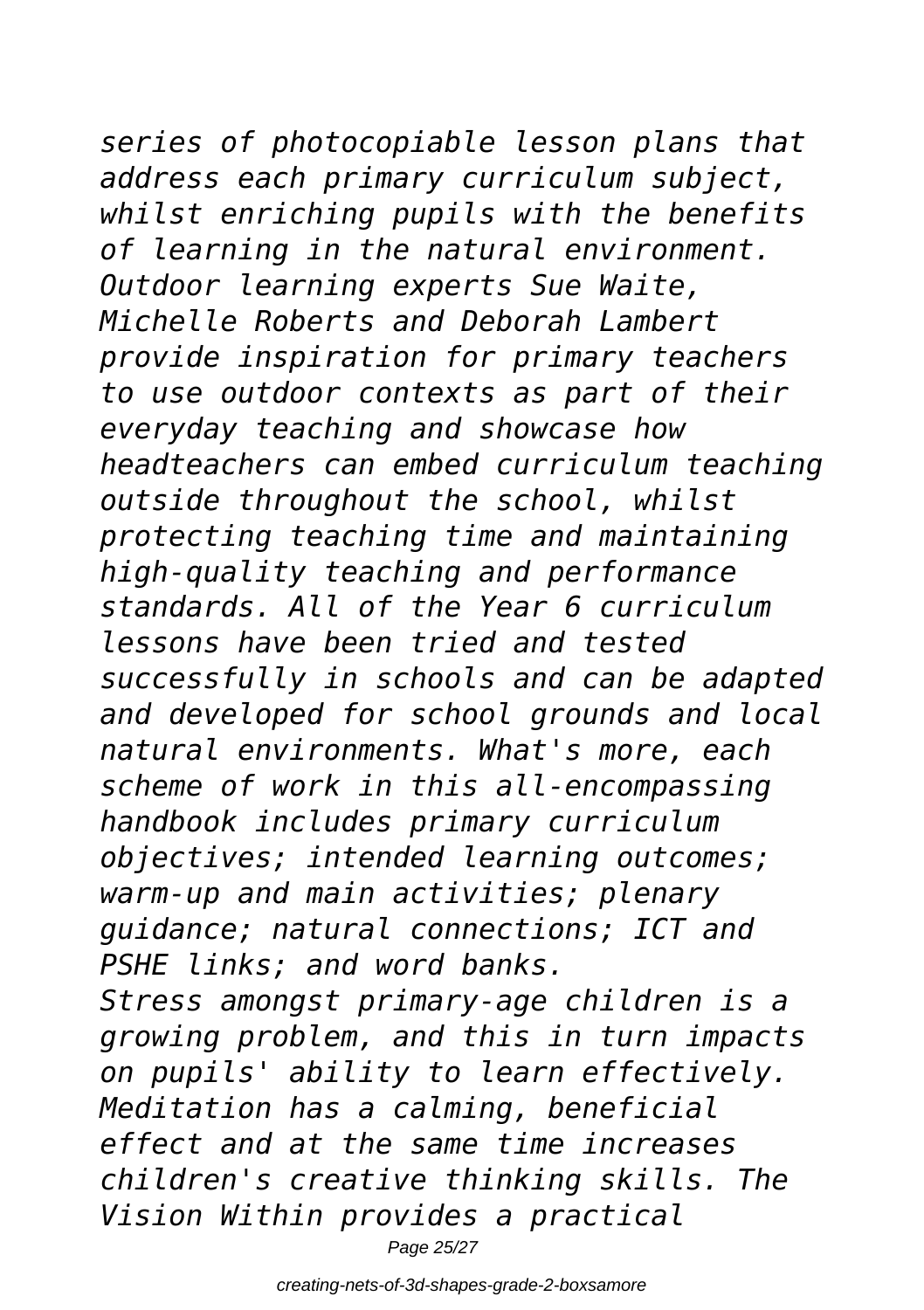*series of photocopiable lesson plans that address each primary curriculum subject, whilst enriching pupils with the benefits of learning in the natural environment. Outdoor learning experts Sue Waite, Michelle Roberts and Deborah Lambert provide inspiration for primary teachers to use outdoor contexts as part of their everyday teaching and showcase how headteachers can embed curriculum teaching outside throughout the school, whilst protecting teaching time and maintaining high-quality teaching and performance standards. All of the Year 6 curriculum lessons have been tried and tested successfully in schools and can be adapted and developed for school grounds and local natural environments. What's more, each scheme of work in this all-encompassing handbook includes primary curriculum objectives; intended learning outcomes; warm-up and main activities; plenary guidance; natural connections; ICT and PSHE links; and word banks.*

*Stress amongst primary-age children is a growing problem, and this in turn impacts on pupils' ability to learn effectively. Meditation has a calming, beneficial effect and at the same time increases children's creative thinking skills. The Vision Within provides a practical*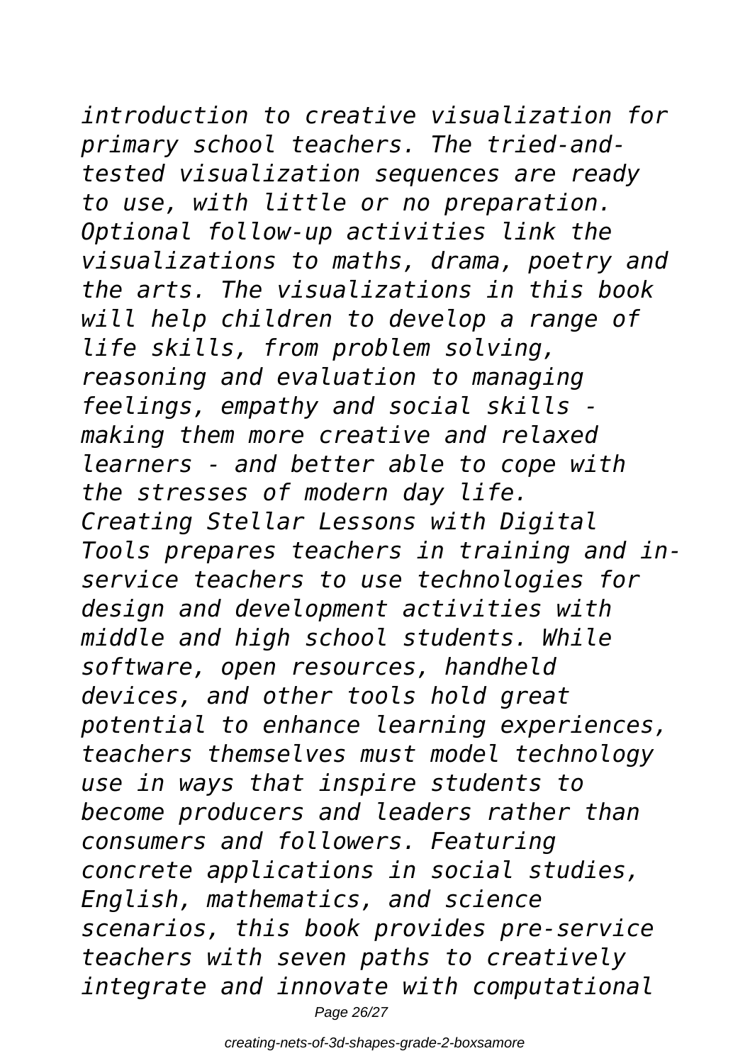*introduction to creative visualization for primary school teachers. The tried-and-tested visualization sequences are ready to use, with little or no preparation. Optional follow-up activities link the visualizations to maths, drama, poetry and the arts. The visualizations in this book will help children to develop a range of life skills, from problem solving, reasoning and evaluation to managing feelings, empathy and social skills - making them more creative and relaxed learners - and better able to cope with the stresses of modern day life.*

*Creating Stellar Lessons with Digital Tools prepares teachers in training and in-service teachers to use technologies for design and development activities with middle and high school students. While software, open resources, handheld devices, and other tools hold great potential to enhance learning experiences, teachers themselves must model technology use in ways that inspire students to become producers and leaders rather than consumers and followers. Featuring concrete applications in social studies, English, mathematics, and science scenarios, this book provides pre-service teachers with seven paths to creatively integrate and innovate with computational*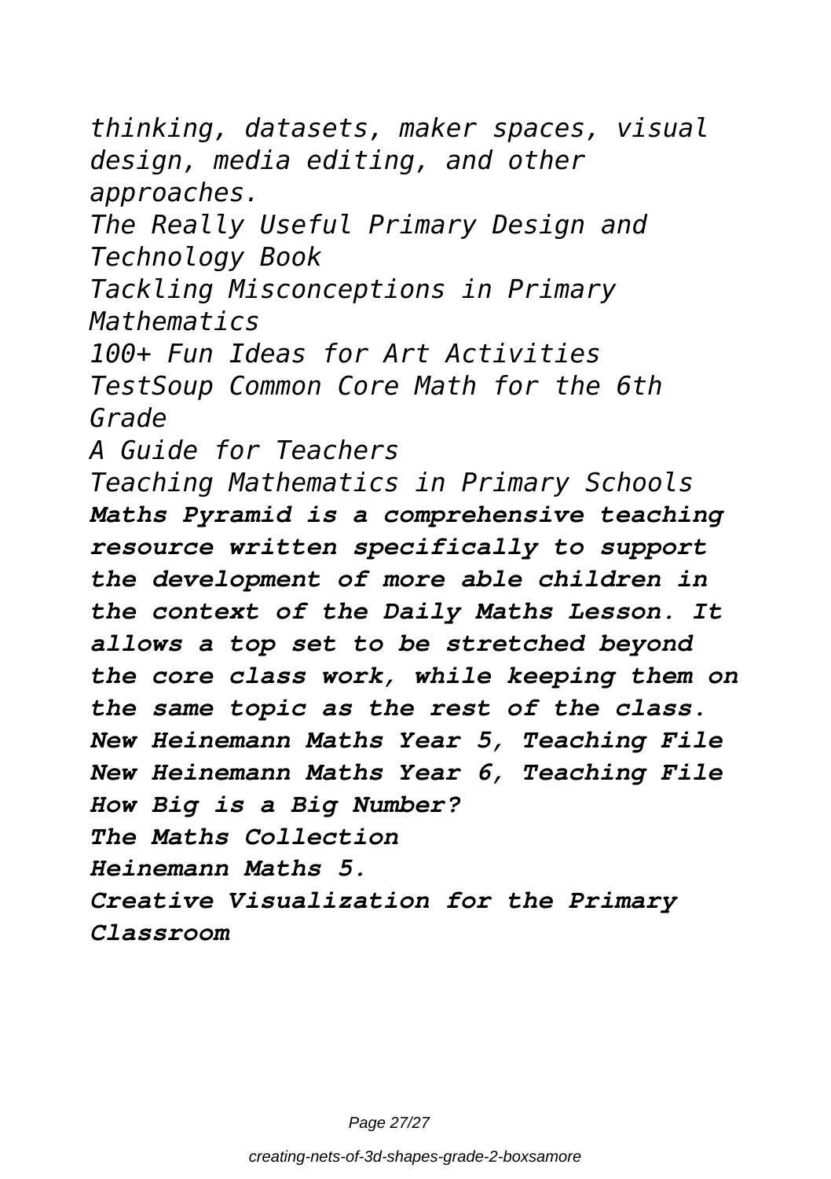*thinking, datasets, maker spaces, visual design, media editing, and other approaches.*

*The Really Useful Primary Design and Technology Book*

*Tackling Misconceptions in Primary Mathematics*

*100+ Fun Ideas for Art Activities*

*TestSoup Common Core Math for the 6th Grade*

*A Guide for Teachers*

*Teaching Mathematics in Primary Schools*

***Maths Pyramid is a comprehensive teaching resource written specifically to support the development of more able children in the context of the Daily Maths Lesson. It allows a top set to be stretched beyond the core class work, while keeping them on the same topic as the rest of the class.***

***New Heinemann Maths Year 5, Teaching File***

***New Heinemann Maths Year 6, Teaching File***

***How Big is a Big Number?***

***The Maths Collection***

***Heinemann Maths 5.***

***Creative Visualization for the Primary Classroom***